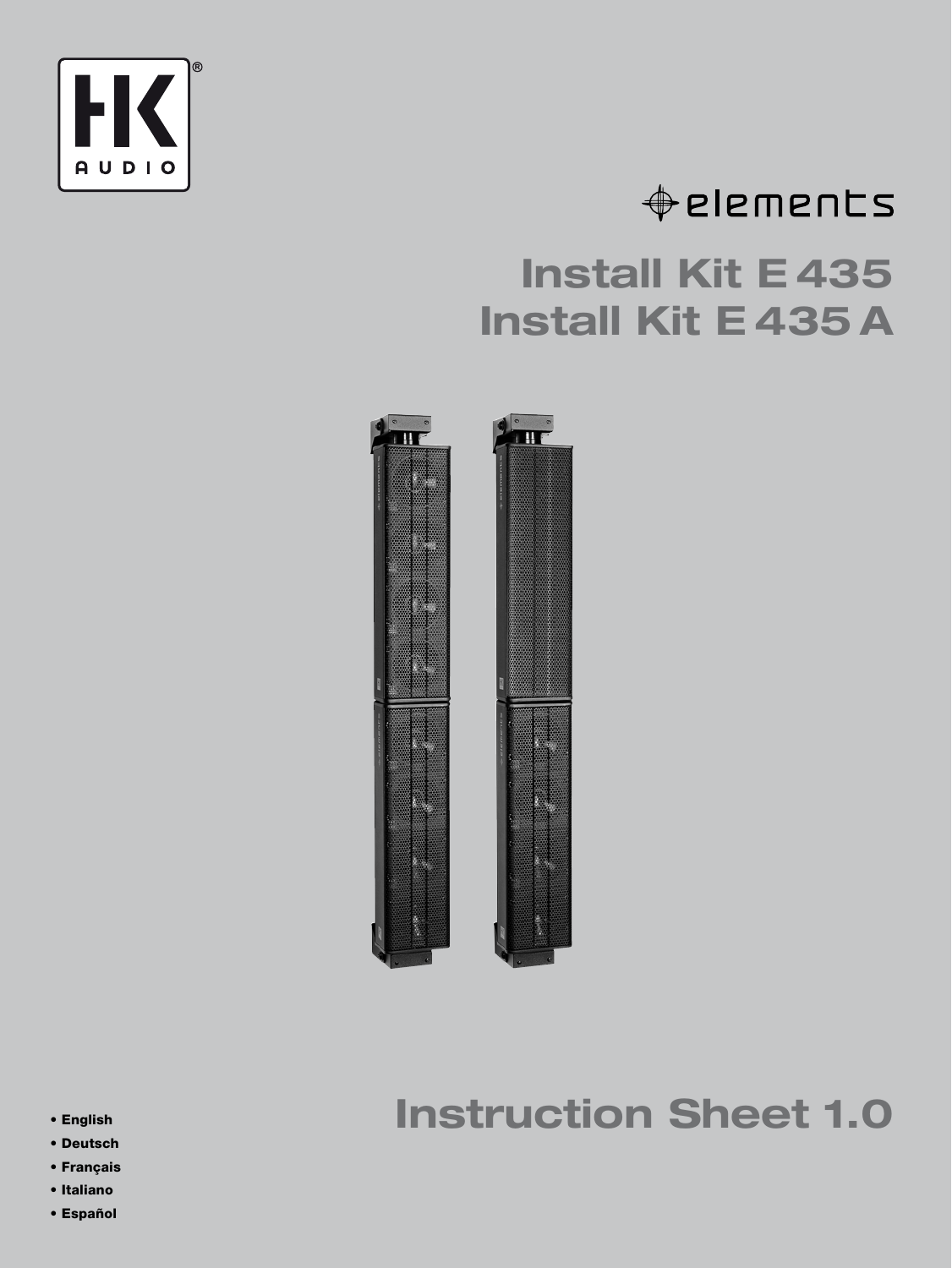HK AUDIO

elements

# Install Kit E 435
# Install Kit E 435 A

# Instruction Sheet 1.0

- English
- Deutsch
- Français
- Italiano
- Español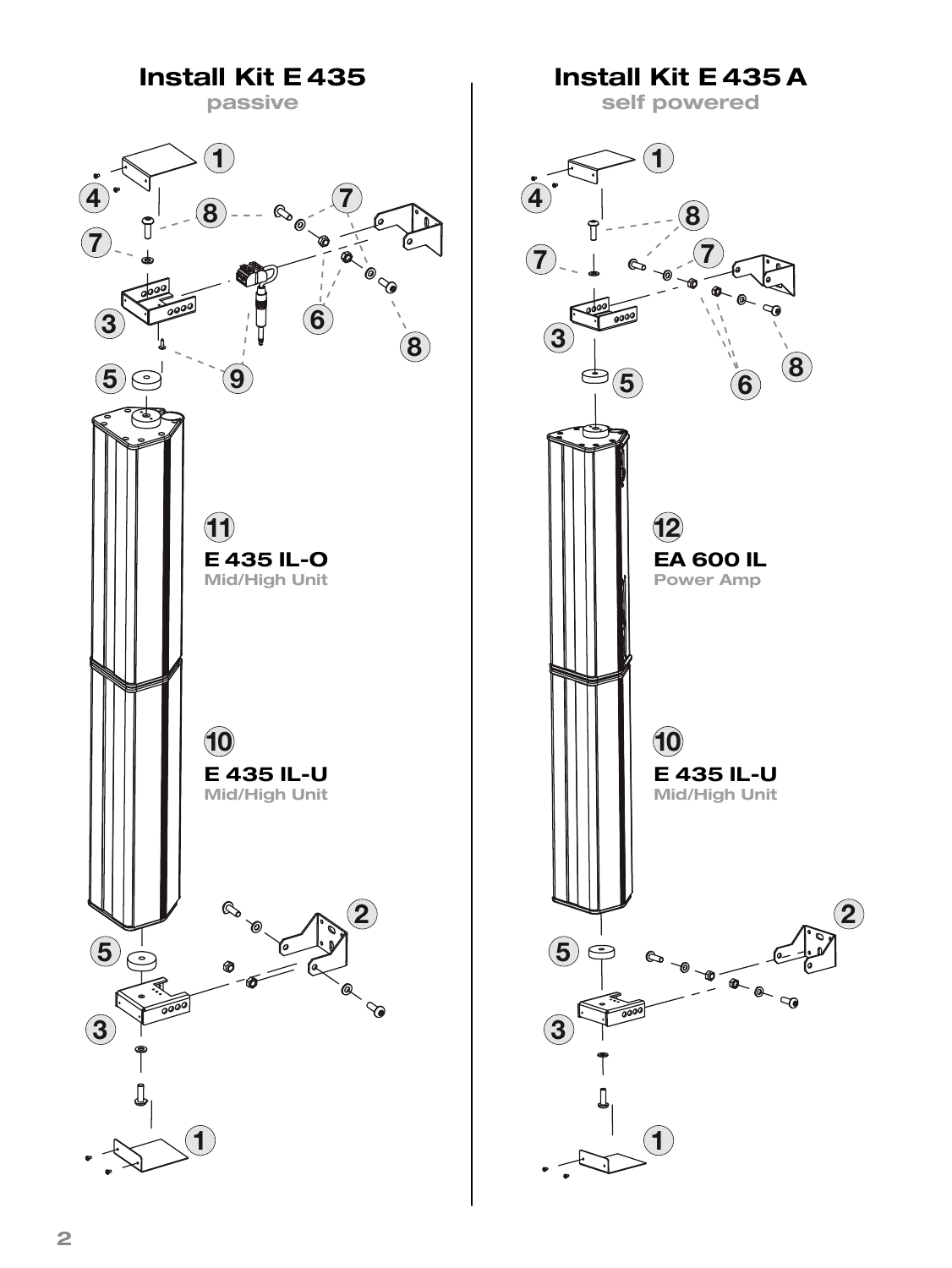## Install Kit E 435

passive

**11**
**E 435 IL-O**
Mid/High Unit

**10**
**E 435 IL-U**
Mid/High Unit

## Install Kit E 435 A

self powered

**12**
**EA 600 IL**
Power Amp

**10**
**E 435 IL-U**
Mid/High Unit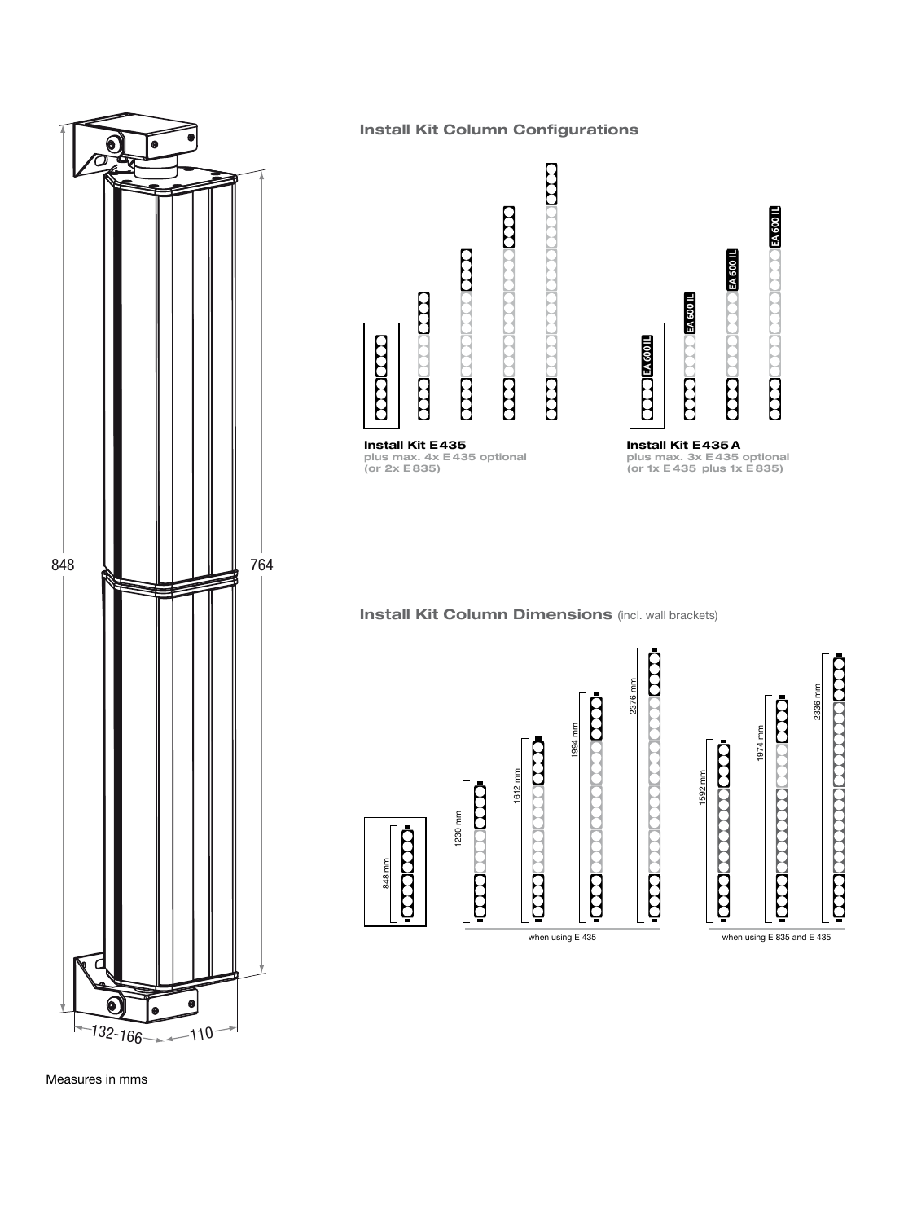## Install Kit Column Configurations

**Install Kit E435**
plus max. 4x E435 optional
(or 2x E835)

**Install Kit E435 A**
plus max. 3x E435 optional
(or 1x E435 plus 1x E835)

## Install Kit Column Dimensions (incl. wall brackets)

848 mm

1230 mm

1612 mm

1994 mm

2376 mm

when using E 435

1592 mm

1974 mm

2336 mm

when using E 835 and E 435

848

764

132-166

110

Measures in mms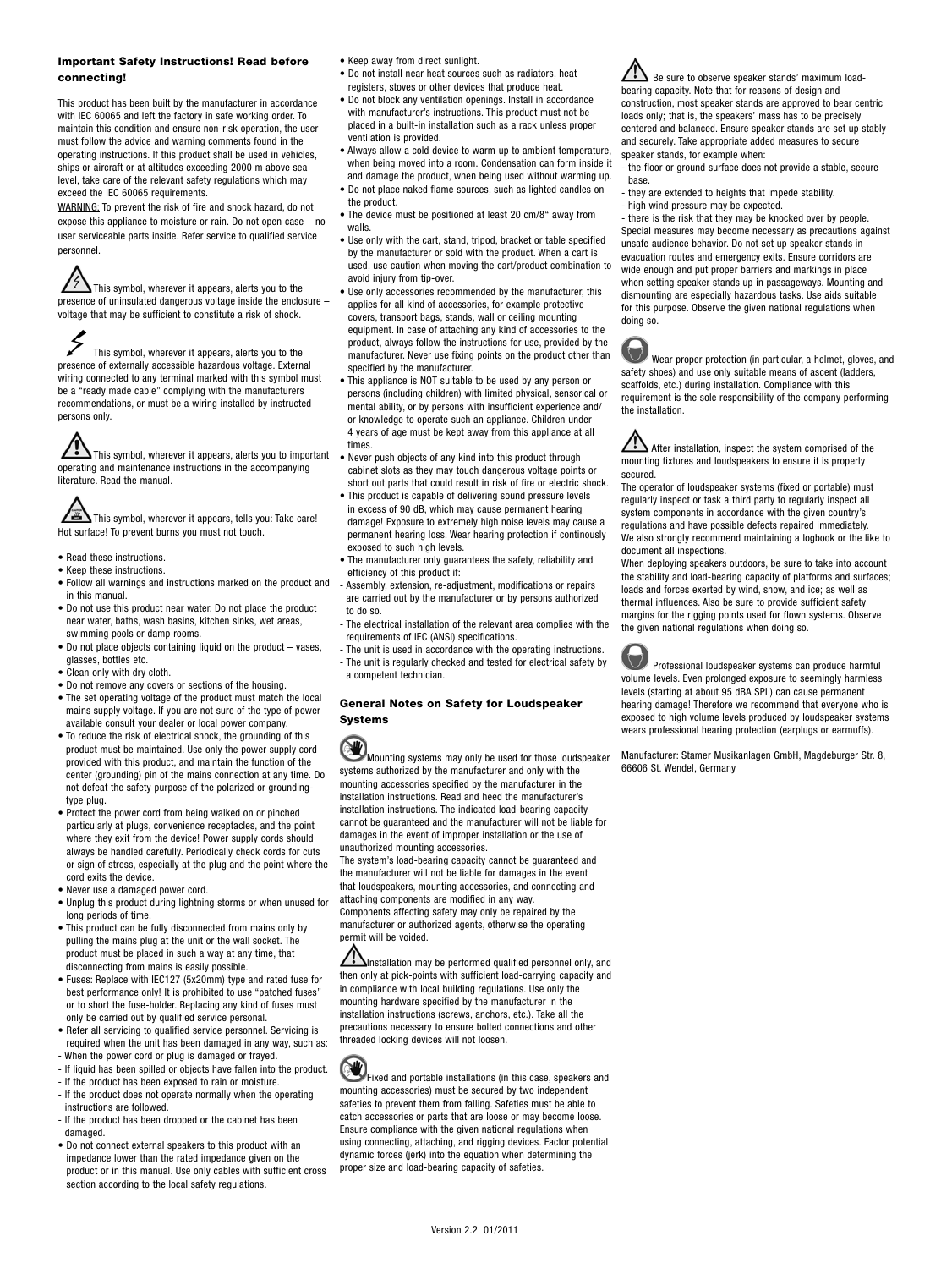### Important Safety Instructions! Read before connecting!

This product has been built by the manufacturer in accordance with IEC 60065 and left the factory in safe working order. To maintain this condition and ensure non-risk operation, the user must follow the advice and warning comments found in the operating instructions. If this product shall be used in vehicles, ships or aircraft or at altitudes exceeding 2000 m above sea level, take care of the relevant safety regulations which may exceed the IEC 60065 requirements.

WARNING: To prevent the risk of fire and shock hazard, do not expose this appliance to moisture or rain. Do not open case – no user serviceable parts inside. Refer service to qualified service personnel.

This symbol, wherever it appears, alerts you to the presence of uninsulated dangerous voltage inside the enclosure – voltage that may be sufficient to constitute a risk of shock.

This symbol, wherever it appears, alerts you to the presence of externally accessible hazardous voltage. External wiring connected to any terminal marked with this symbol must be a "ready made cable" complying with the manufacturers recommendations, or must be a wiring installed by instructed persons only.

This symbol, wherever it appears, alerts you to important operating and maintenance instructions in the accompanying literature. Read the manual.

This symbol, wherever it appears, tells you: Take care! Hot surface! To prevent burns you must not touch.

- Read these instructions.
- Keep these instructions.
- Follow all warnings and instructions marked on the product and in this manual.
- Do not use this product near water. Do not place the product near water, baths, wash basins, kitchen sinks, wet areas, swimming pools or damp rooms.
- Do not place objects containing liquid on the product – vases, glasses, bottles etc.
- Clean only with dry cloth.
- Do not remove any covers or sections of the housing.
- The set operating voltage of the product must match the local mains supply voltage. If you are not sure of the type of power available consult your dealer or local power company.
- To reduce the risk of electrical shock, the grounding of this product must be maintained. Use only the power supply cord provided with this product, and maintain the function of the center (grounding) pin of the mains connection at any time. Do not defeat the safety purpose of the polarized or grounding-type plug.
- Protect the power cord from being walked on or pinched particularly at plugs, convenience receptacles, and the point where they exit from the device! Power supply cords should always be handled carefully. Periodically check cords for cuts or sign of stress, especially at the plug and the point where the cord exits the device.
- Never use a damaged power cord.
- Unplug this product during lightning storms or when unused for long periods of time.
- This product can be fully disconnected from mains only by pulling the mains plug at the unit or the wall socket. The product must be placed in such a way at any time, that disconnecting from mains is easily possible.
- Fuses: Replace with IEC127 (5x20mm) type and rated fuse for best performance only! It is prohibited to use "patched fuses" or to short the fuse-holder. Replacing any kind of fuses must only be carried out by qualified service personal.
- Refer all servicing to qualified service personnel. Servicing is required when the unit has been damaged in any way, such as:
  - When the power cord or plug is damaged or frayed.
  - If liquid has been spilled or objects have fallen into the product.
  - If the product has been exposed to rain or moisture.
  - If the product does not operate normally when the operating instructions are followed.
  - If the product has been dropped or the cabinet has been damaged.
- Do not connect external speakers to this product with an impedance lower than the rated impedance given on the product or in this manual. Use only cables with sufficient cross section according to the local safety regulations.
- Keep away from direct sunlight.
- Do not install near heat sources such as radiators, heat registers, stoves or other devices that produce heat.
- Do not block any ventilation openings. Install in accordance with manufacturer's instructions. This product must not be placed in a built-in installation such as a rack unless proper ventilation is provided.
- Always allow a cold device to warm up to ambient temperature, when being moved into a room. Condensation can form inside it and damage the product, when being used without warming up.
- Do not place naked flame sources, such as lighted candles on the product.
- The device must be positioned at least 20 cm/8" away from walls.
- Use only with the cart, stand, tripod, bracket or table specified by the manufacturer or sold with the product. When a cart is used, use caution when moving the cart/product combination to avoid injury from tip-over.
- Use only accessories recommended by the manufacturer, this applies for all kind of accessories, for example protective covers, transport bags, stands, wall or ceiling mounting equipment. In case of attaching any kind of accessories to the product, always follow the instructions for use, provided by the manufacturer. Never use fixing points on the product other than specified by the manufacturer.
- This appliance is NOT suitable to be used by any person or persons (including children) with limited physical, sensorical or mental ability, or by persons with insufficient experience and/ or knowledge to operate such an appliance. Children under 4 years of age must be kept away from this appliance at all times.
- Never push objects of any kind into this product through cabinet slots as they may touch dangerous voltage points or short out parts that could result in risk of fire or electric shock.
- This product is capable of delivering sound pressure levels in excess of 90 dB, which may cause permanent hearing damage! Exposure to extremely high noise levels may cause a permanent hearing loss. Wear hearing protection if continously exposed to such high levels.
- The manufacturer only guarantees the safety, reliability and efficiency of this product if:
  - Assembly, extension, re-adjustment, modifications or repairs are carried out by the manufacturer or by persons authorized to do so.
  - The electrical installation of the relevant area complies with the requirements of IEC (ANSI) specifications.
  - The unit is used in accordance with the operating instructions.
  - The unit is regularly checked and tested for electrical safety by a competent technician.

### General Notes on Safety for Loudspeaker Systems

Mounting systems may only be used for those loudspeaker systems authorized by the manufacturer and only with the mounting accessories specified by the manufacturer in the installation instructions. Read and heed the manufacturer's installation instructions. The indicated load-bearing capacity cannot be guaranteed and the manufacturer will not be liable for damages in the event of improper installation or the use of unauthorized mounting accessories.
The system's load-bearing capacity cannot be guaranteed and the manufacturer will not be liable for damages in the event that loudspeakers, mounting accessories, and connecting and attaching components are modified in any way.
Components affecting safety may only be repaired by the manufacturer or authorized agents, otherwise the operating permit will be voided.

Installation may be performed qualified personnel only, and then only at pick-points with sufficient load-carrying capacity and in compliance with local building regulations. Use only the mounting hardware specified by the manufacturer in the installation instructions (screws, anchors, etc.). Take all the precautions necessary to ensure bolted connections and other threaded locking devices will not loosen.

Fixed and portable installations (in this case, speakers and mounting accessories) must be secured by two independent safeties to prevent them from falling. Safeties must be able to catch accessories or parts that are loose or may become loose. Ensure compliance with the given national regulations when using connecting, attaching, and rigging devices. Factor potential dynamic forces (jerk) into the equation when determining the proper size and load-bearing capacity of safeties.

Be sure to observe speaker stands' maximum load-bearing capacity. Note that for reasons of design and construction, most speaker stands are approved to bear centric loads only; that is, the speakers' mass has to be precisely centered and balanced. Ensure speaker stands are set up stably and securely. Take appropriate added measures to secure speaker stands, for example when:
- the floor or ground surface does not provide a stable, secure base.
- they are extended to heights that impede stability.
- high wind pressure may be expected.
- there is the risk that they may be knocked over by people.

Special measures may become necessary as precautions against unsafe audience behavior. Do not set up speaker stands in evacuation routes and emergency exits. Ensure corridors are wide enough and put proper barriers and markings in place when setting speaker stands up in passageways. Mounting and dismounting are especially hazardous tasks. Use aids suitable for this purpose. Observe the given national regulations when doing so.

Wear proper protection (in particular, a helmet, gloves, and safety shoes) and use only suitable means of ascent (ladders, scaffolds, etc.) during installation. Compliance with this requirement is the sole responsibility of the company performing the installation.

After installation, inspect the system comprised of the mounting fixtures and loudspeakers to ensure it is properly secured.
The operator of loudspeaker systems (fixed or portable) must regularly inspect or task a third party to regularly inspect all system components in accordance with the given country's regulations and have possible defects repaired immediately.
We also strongly recommend maintaining a logbook or the like to document all inspections.
When deploying speakers outdoors, be sure to take into account the stability and load-bearing capacity of platforms and surfaces; loads and forces exerted by wind, snow, and ice; as well as thermal influences. Also be sure to provide sufficient safety margins for the rigging points used for flown systems. Observe the given national regulations when doing so.

Professional loudspeaker systems can produce harmful volume levels. Even prolonged exposure to seemingly harmless levels (starting at about 95 dBA SPL) can cause permanent hearing damage! Therefore we recommend that everyone who is exposed to high volume levels produced by loudspeaker systems wears professional hearing protection (earplugs or earmuffs).

Manufacturer: Stamer Musikanlagen GmbH, Magdeburger Str. 8, 66606 St. Wendel, Germany

Version 2.2 01/2011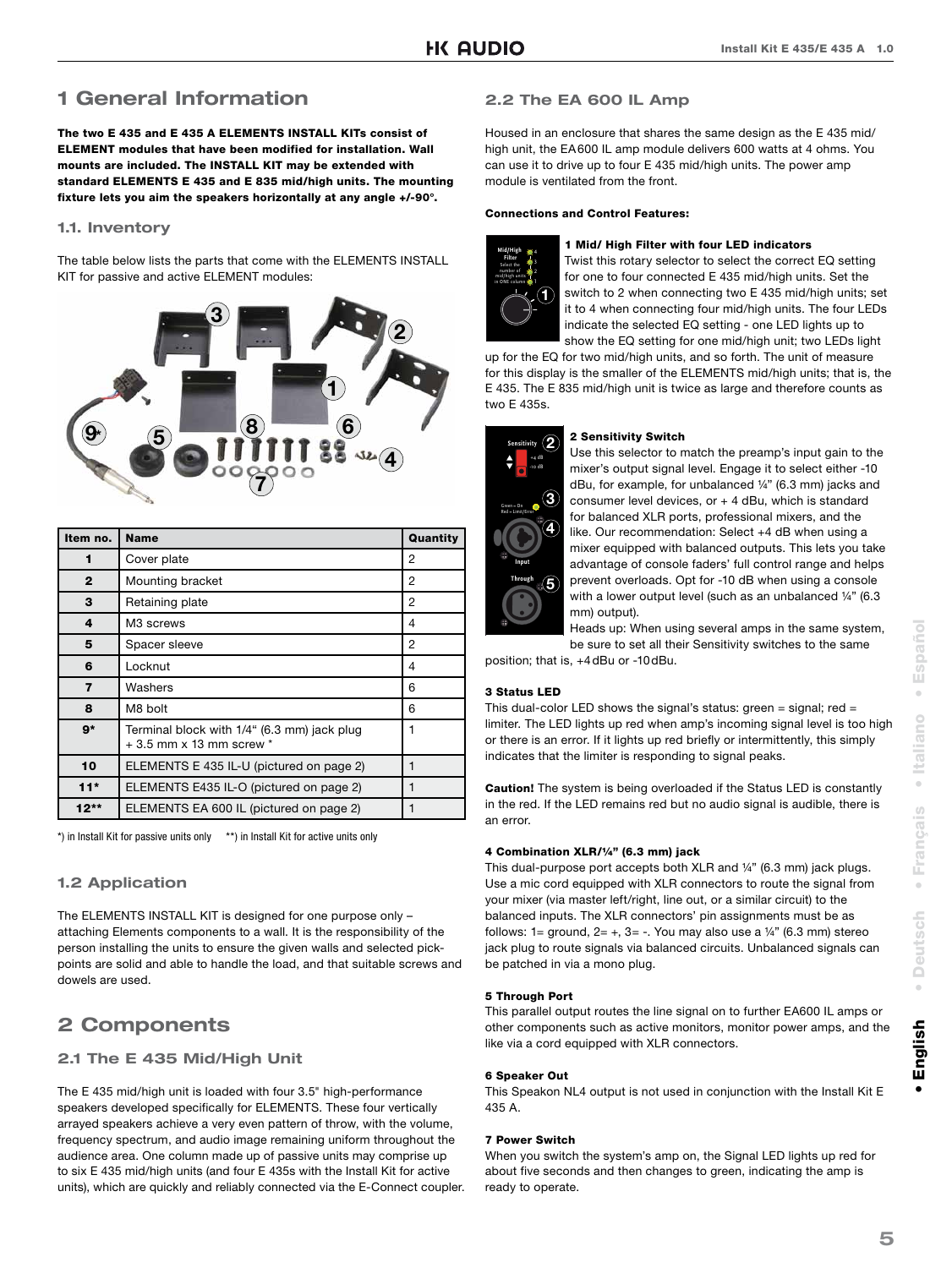# 1 General Information

**The two E 435 and E 435 A ELEMENTS INSTALL KITs consist of ELEMENT modules that have been modified for installation. Wall mounts are included. The INSTALL KIT may be extended with standard ELEMENTS E 435 and E 835 mid/high units. The mounting fixture lets you aim the speakers horizontally at any angle +/-90°.**

## 1.1. Inventory

The table below lists the parts that come with the ELEMENTS INSTALL KIT for passive and active ELEMENT modules:

| Item no. | Name | Quantity |
|---|---|---|
| 1 | Cover plate | 2 |
| 2 | Mounting bracket | 2 |
| 3 | Retaining plate | 2 |
| 4 | M3 screws | 4 |
| 5 | Spacer sleeve | 2 |
| 6 | Locknut | 4 |
| 7 | Washers | 6 |
| 8 | M8 bolt | 6 |
| 9* | Terminal block with 1/4" (6.3 mm) jack plug + 3.5 mm x 13 mm screw * | 1 |
| 10 | ELEMENTS E 435 IL-U (pictured on page 2) | 1 |
| 11* | ELEMENTS E435 IL-O (pictured on page 2) | 1 |
| 12** | ELEMENTS EA 600 IL (pictured on page 2) | 1 |

*) in Install Kit for passive units only **) in Install Kit for active units only

## 1.2 Application

The ELEMENTS INSTALL KIT is designed for one purpose only – attaching Elements components to a wall. It is the responsibility of the person installing the units to ensure the given walls and selected pick-points are solid and able to handle the load, and that suitable screws and dowels are used.

# 2 Components

## 2.1 The E 435 Mid/High Unit

The E 435 mid/high unit is loaded with four 3.5" high-performance speakers developed specifically for ELEMENTS. These four vertically arrayed speakers achieve a very even pattern of throw, with the volume, frequency spectrum, and audio image remaining uniform throughout the audience area. One column made up of passive units may comprise up to six E 435 mid/high units (and four E 435s with the Install Kit for active units), which are quickly and reliably connected via the E-Connect coupler.

## 2.2 The EA 600 IL Amp

Housed in an enclosure that shares the same design as the E 435 mid/high unit, the EA600 IL amp module delivers 600 watts at 4 ohms. You can use it to drive up to four E 435 mid/high units. The power amp module is ventilated from the front.

**Connections and Control Features:**

**1 Mid/ High Filter with four LED indicators**
Twist this rotary selector to select the correct EQ setting for one to four connected E 435 mid/high units. Set the switch to 2 when connecting two E 435 mid/high units; set it to 4 when connecting four mid/high units. The four LEDs indicate the selected EQ setting - one LED lights up to show the EQ setting for one mid/high unit; two LEDs light up for the EQ for two mid/high units, and so forth. The unit of measure for this display is the smaller of the ELEMENTS mid/high units; that is, the E 435. The E 835 mid/high unit is twice as large and therefore counts as two E 435s.

**2 Sensitivity Switch**
Use this selector to match the preamp's input gain to the mixer's output signal level. Engage it to select either -10 dBu, for example, for unbalanced ¼" (6.3 mm) jacks and consumer level devices, or + 4 dBu, which is standard for balanced XLR ports, professional mixers, and the like. Our recommendation: Select +4 dB when using a mixer equipped with balanced outputs. This lets you take advantage of console faders' full control range and helps prevent overloads. Opt for -10 dB when using a console with a lower output level (such as an unbalanced ¼" (6.3 mm) output).
Heads up: When using several amps in the same system, be sure to set all their Sensitivity switches to the same position; that is, +4 dBu or -10 dBu.

**3 Status LED**
This dual-color LED shows the signal's status: green = signal; red = limiter. The LED lights up red when amp's incoming signal level is too high or there is an error. If it lights up red briefly or intermittently, this simply indicates that the limiter is responding to signal peaks.

**Caution!** The system is being overloaded if the Status LED is constantly in the red. If the LED remains red but no audio signal is audible, there is an error.

**4 Combination XLR/¼" (6.3 mm) jack**
This dual-purpose port accepts both XLR and ¼" (6.3 mm) jack plugs. Use a mic cord equipped with XLR connectors to route the signal from your mixer (via master left/right, line out, or a similar circuit) to the balanced inputs. The XLR connectors' pin assignments must be as follows: 1= ground, 2= +, 3= -. You may also use a ¼" (6.3 mm) stereo jack plug to route signals via balanced circuits. Unbalanced signals can be patched in via a mono plug.

**5 Through Port**
This parallel output routes the line signal on to further EA600 IL amps or other components such as active monitors, monitor power amps, and the like via a cord equipped with XLR connectors.

**6 Speaker Out**
This Speakon NL4 output is not used in conjunction with the Install Kit E 435 A.

**7 Power Switch**
When you switch the system's amp on, the Signal LED lights up red for about five seconds and then changes to green, indicating the amp is ready to operate.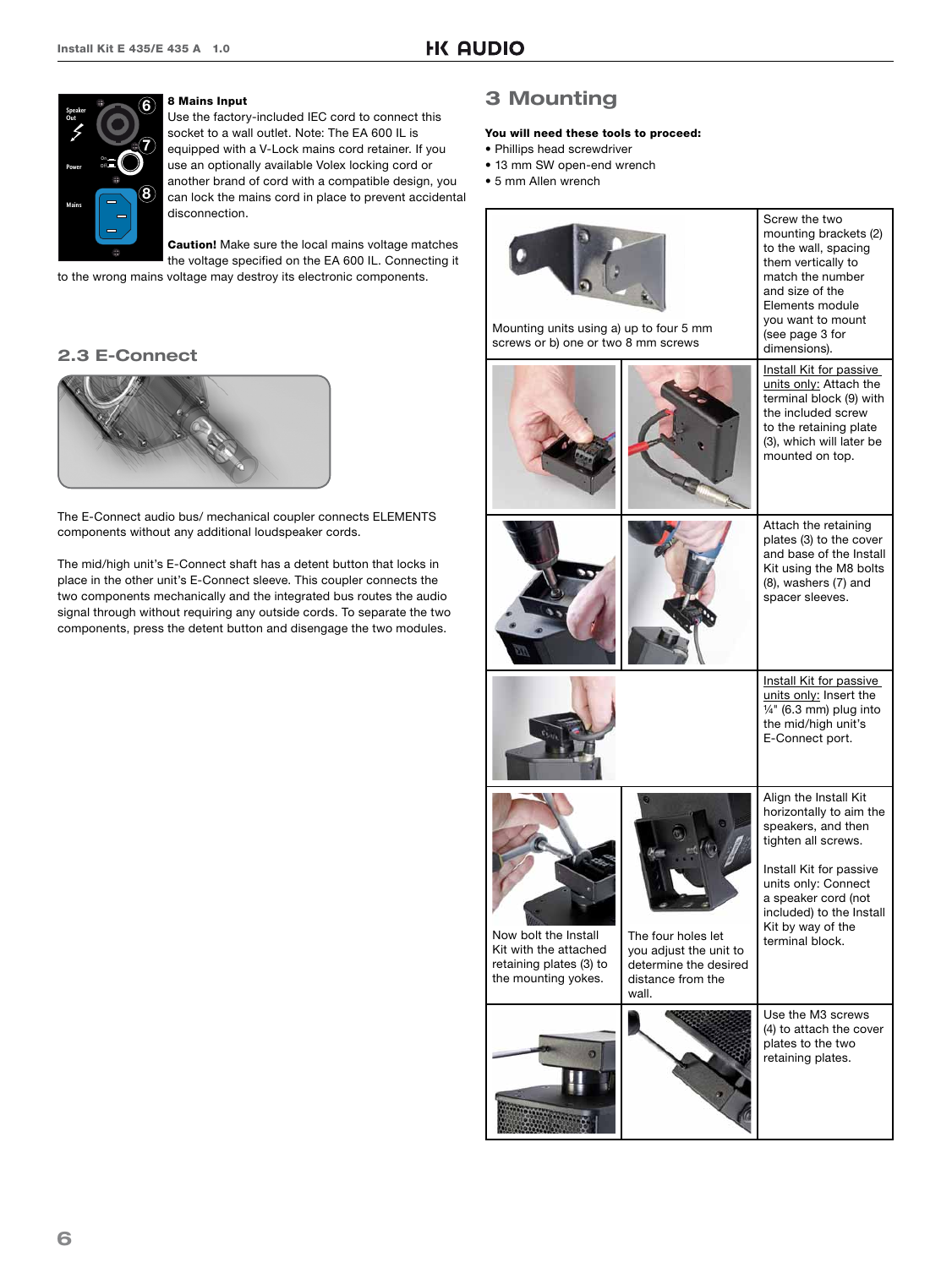**8 Mains Input**

Use the factory-included IEC cord to connect this socket to a wall outlet. Note: The EA 600 IL is equipped with a V-Lock mains cord retainer. If you use an optionally available Volex locking cord or another brand of cord with a compatible design, you can lock the mains cord in place to prevent accidental disconnection.

**Caution!** Make sure the local mains voltage matches the voltage specified on the EA 600 IL. Connecting it to the wrong mains voltage may destroy its electronic components.

## 2.3 E-Connect

The E-Connect audio bus/ mechanical coupler connects ELEMENTS components without any additional loudspeaker cords.

The mid/high unit's E-Connect shaft has a detent button that locks in place in the other unit's E-Connect sleeve. This coupler connects the two components mechanically and the integrated bus routes the audio signal through without requiring any outside cords. To separate the two components, press the detent button and disengage the two modules.

# 3 Mounting

**You will need these tools to proceed:**

- Phillips head screwdriver
- 13 mm SW open-end wrench
- 5 mm Allen wrench

| | | |
|---|---|---|
| Mounting units using a) up to four 5 mm screws or b) one or two 8 mm screws | | Screw the two mounting brackets (2) to the wall, spacing them vertically to match the number and size of the Elements module you want to mount (see page 3 for dimensions). |
| | | Install Kit for passive units only: Attach the terminal block (9) with the included screw to the retaining plate (3), which will later be mounted on top. |
| | | Attach the retaining plates (3) to the cover and base of the Install Kit using the M8 bolts (8), washers (7) and spacer sleeves. |
| | | Install Kit for passive units only: Insert the ¼" (6.3 mm) plug into the mid/high unit's E-Connect port. |
| Now bolt the Install Kit with the attached retaining plates (3) to the mounting yokes. | The four holes let you adjust the unit to determine the desired distance from the wall. | Align the Install Kit horizontally to aim the speakers, and then tighten all screws.<br><br>Install Kit for passive units only: Connect a speaker cord (not included) to the Install Kit by way of the terminal block. |
| | | Use the M3 screws (4) to attach the cover plates to the two retaining plates. |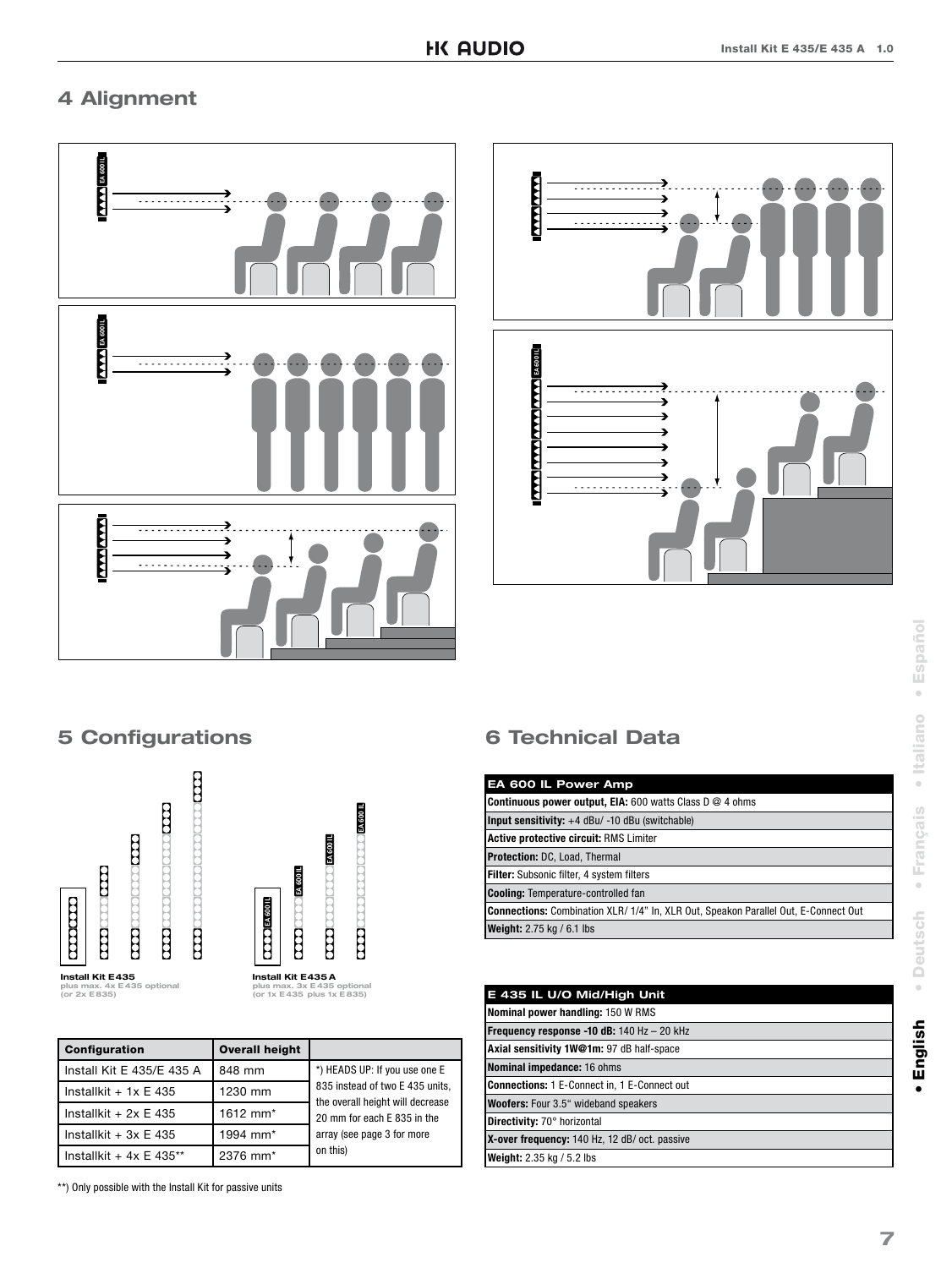## 4 Alignment

## 5 Configurations

**Install Kit E435**
plus max. 4x E435 optional (or 2x E835)

**Install Kit E435 A**
plus max. 3x E435 optional (or 1x E435 plus 1x E835)

| Configuration | Overall height | |
|---|---|---|
| Install Kit E 435/E 435 A | 848 mm | *) HEADS UP: If you use one E 835 instead of two E 435 units, the overall height will decrease 20 mm for each E 835 in the array (see page 3 for more on this) |
| Installkit + 1x E 435 | 1230 mm | |
| Installkit + 2x E 435 | 1612 mm* | |
| Installkit + 3x E 435 | 1994 mm* | |
| Installkit + 4x E 435** | 2376 mm* | |

**) Only possible with the Install Kit for passive units

## 6 Technical Data

| EA 600 IL Power Amp |
|---|
| **Continuous power output, EIA:** 600 watts Class D @ 4 ohms |
| **Input sensitivity:** +4 dBu/ -10 dBu (switchable) |
| **Active protective circuit:** RMS Limiter |
| **Protection:** DC, Load, Thermal |
| **Filter:** Subsonic filter, 4 system filters |
| **Cooling:** Temperature-controlled fan |
| **Connections:** Combination XLR/ 1/4" In, XLR Out, Speakon Parallel Out, E-Connect Out |
| **Weight:** 2.75 kg / 6.1 lbs |

| E 435 IL U/O Mid/High Unit |
|---|
| **Nominal power handling:** 150 W RMS |
| **Frequency response -10 dB:** 140 Hz – 20 kHz |
| **Axial sensitivity 1W@1m:** 97 dB half-space |
| **Nominal impedance:** 16 ohms |
| **Connections:** 1 E-Connect in, 1 E-Connect out |
| **Woofers:** Four 3.5" wideband speakers |
| **Directivity:** 70° horizontal |
| **X-over frequency:** 140 Hz, 12 dB/ oct. passive |
| **Weight:** 2.35 kg / 5.2 lbs |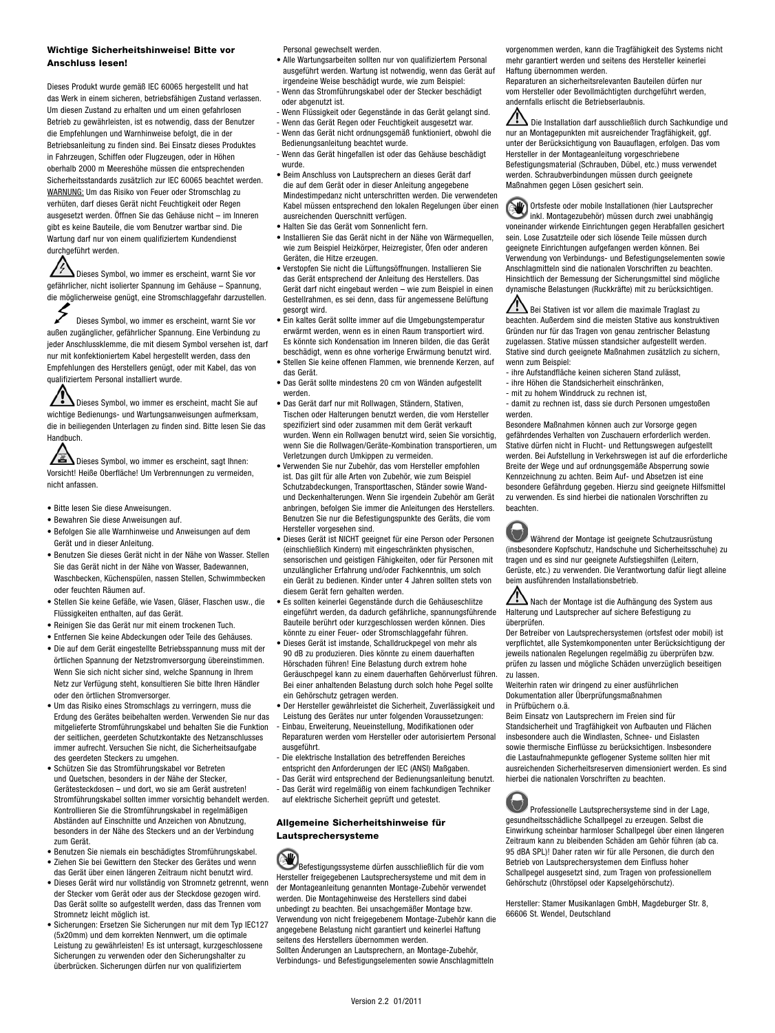## Wichtige Sicherheitshinweise! Bitte vor Anschluss lesen!

Dieses Produkt wurde gemäß IEC 60065 hergestellt und hat das Werk in einem sicheren, betriebsfähigen Zustand verlassen. Um diesen Zustand zu erhalten und um einen gefahrlosen Betrieb zu gewährleisten, ist es notwendig, dass der Benutzer die Empfehlungen und Warnhinweise befolgt, die in der Betriebsanleitung zu finden sind. Bei Einsatz dieses Produktes in Fahrzeugen, Schiffen oder Flugzeugen, oder in Höhen oberhalb 2000 m Meereshöhe müssen die entsprechenden Sicherheitsstandards zusätzlich zur IEC 60065 beachtet werden. WARNUNG: Um das Risiko von Feuer oder Stromschlag zu verhüten, darf dieses Gerät nicht Feuchtigkeit oder Regen ausgesetzt werden. Öffnen Sie das Gehäuse nicht – im Inneren gibt es keine Bauteile, die vom Benutzer wartbar sind. Die Wartung darf nur von einem qualifiziertem Kundendienst durchgeführt werden.

Dieses Symbol, wo immer es erscheint, warnt Sie vor gefährlicher, nicht isolierter Spannung im Gehäuse – Spannung, die möglicherweise genügt, eine Stromschlaggefahr darzustellen.

Dieses Symbol, wo immer es erscheint, warnt Sie vor außen zugänglicher, gefährlicher Spannung. Eine Verbindung zu jeder Anschlussklemme, die mit diesem Symbol versehen ist, darf nur mit konfektioniertem Kabel hergestellt werden, dass den Empfehlungen des Herstellers genügt, oder mit Kabel, das von qualifiziertem Personal installiert wurde.

Dieses Symbol, wo immer es erscheint, macht Sie auf wichtige Bedienungs- und Wartungsanweisungen aufmerksam, die in beiliegenden Unterlagen zu finden sind. Bitte lesen Sie das Handbuch.

Dieses Symbol, wo immer es erscheint, sagt Ihnen: Vorsicht! Heiße Oberfläche! Um Verbrennungen zu vermeiden, nicht anfassen.

- Bitte lesen Sie diese Anweisungen.
- Bewahren Sie diese Anweisungen auf.
- Befolgen Sie alle Warnhinweise und Anweisungen auf dem Gerät und in dieser Anleitung.
- Benutzen Sie dieses Gerät nicht in der Nähe von Wasser. Stellen Sie das Gerät nicht in der Nähe von Wasser, Badewannen, Waschbecken, Küchenspülen, nassen Stellen, Schwimmbecken oder feuchten Räumen auf.
- Stellen Sie keine Gefäße, wie Vasen, Gläser, Flaschen usw., die Flüssigkeiten enthalten, auf das Gerät.
- Reinigen Sie das Gerät nur mit einem trockenen Tuch.
- Entfernen Sie keine Abdeckungen oder Teile des Gehäuses.
- Die auf dem Gerät eingestellte Betriebsspannung muss mit der örtlichen Spannung der Netzstromversorgung übereinstimmen. Wenn Sie sich nicht sicher sind, welche Spannung in Ihrem Netz zur Verfügung steht, konsultieren Sie bitte Ihren Händler oder den örtlichen Stromversorger.
- Um das Risiko eines Stromschlags zu verringern, muss die Erdung des Gerätes beibehalten werden. Verwenden Sie nur das mitgelieferte Stromführungskabel und behalten Sie die Funktion der seitlichen, geerdeten Schutzkontakte des Netzanschlusses immer aufrecht. Versuchen Sie nicht, die Sicherheitsaufgabe des geerdeten Steckers zu umgehen.
- Schützen Sie das Stromführungskabel vor Betreten und Quetschen, besonders in der Nähe der Stecker, Gerätesteckdosen – und dort, wo sie am Gerät austreten! Stromführungskabel sollten immer vorsichtig behandelt werden. Kontrollieren Sie die Stromführungskabel in regelmäßigen Abständen auf Einschnitte und Anzeichen von Abnutzung, besonders in der Nähe des Steckers und an der Verbindung zum Gerät.
- Benutzen Sie niemals ein beschädigtes Stromführungskabel.
- Ziehen Sie bei Gewittern den Stecker des Gerätes und wenn das Gerät über einen längeren Zeitraum nicht benutzt wird.
- Dieses Gerät wird nur vollständig von Stromnetz getrennt, wenn der Stecker vom Gerät oder aus der Steckdose gezogen wird. Das Gerät sollte so aufgestellt werden, dass das Trennen vom Stromnetz leicht möglich ist.
- Sicherungen: Ersetzen Sie Sicherungen nur mit dem Typ IEC127 (5x20mm) und dem korrekten Nennwert, um die optimale Leistung zu gewährleisten! Es ist untersagt, kurzgeschlossene Sicherungen zu verwenden oder den Sicherungshalter zu überbrücken. Sicherungen dürfen nur von qualifiziertem Personal gewechselt werden.
- Alle Wartungsarbeiten sollten nur von qualifiziertem Personal ausgeführt werden. Wartung ist notwendig, wenn das Gerät auf irgendeine Weise beschädigt wurde, wie zum Beispiel:
  - Wenn das Stromführungskabel oder der Stecker beschädigt oder abgenutzt ist.
  - Wenn Flüssigkeit oder Gegenstände in das Gerät gelangt sind.
  - Wenn das Gerät Regen oder Feuchtigkeit ausgesetzt war.
  - Wenn das Gerät nicht ordnungsgemäß funktioniert, obwohl die Bedienungsanleitung beachtet wurde.
  - Wenn das Gerät hingefallen ist oder das Gehäuse beschädigt wurde.
- Beim Anschluss von Lautsprechern an dieses Gerät darf die auf dem Gerät oder in dieser Anleitung angegebene Mindestimpedanz nicht unterschritten werden. Die verwendeten Kabel müssen entsprechend den lokalen Regelungen über einen ausreichenden Querschnitt verfügen.
- Halten Sie das Gerät vom Sonnenlicht fern.
- Installieren Sie das Gerät nicht in der Nähe von Wärmequellen, wie zum Beispiel Heizkörper, Heizregister, Öfen oder anderen Geräten, die Hitze erzeugen.
- Verstopfen Sie nicht die Lüftungsöffnungen. Installieren Sie das Gerät entsprechend der Anleitung des Herstellers. Das Gerät darf nicht eingebaut werden – wie zum Beispiel in einen Gestellrahmen, es sei denn, dass für angemessene Belüftung gesorgt wird.
- Ein kaltes Gerät sollte immer auf die Umgebungstemperatur erwärmt werden, wenn es in einen Raum transportiert wird. Es könnte sich Kondensation im Inneren bilden, die das Gerät beschädigt, wenn es ohne vorherige Erwärmung benutzt wird.
- Stellen Sie keine offenen Flammen, wie brennende Kerzen, auf das Gerät.
- Das Gerät sollte mindestens 20 cm von Wänden aufgestellt werden.
- Das Gerät darf nur mit Rollwagen, Ständern, Stativen, Tischen oder Halterungen benutzt werden, die vom Hersteller spezifiziert sind oder zusammen mit dem Gerät verkauft wurden. Wenn ein Rollwagen benutzt wird, seien Sie vorsichtig, wenn Sie die Rollwagen/Geräte-Kombination transportieren, um Verletzungen durch Umkippen zu vermeiden.
- Verwenden Sie nur Zubehör, das vom Hersteller empfohlen ist. Das gilt für alle Arten von Zubehör, wie zum Beispiel Schutzabdeckungen, Transporttaschen, Ständer sowie Wand- und Deckenhalterungen. Wenn Sie irgendein Zubehör am Gerät anbringen, befolgen Sie immer die Anleitungen des Herstellers. Benutzen Sie nur die Befestigungspunkte des Geräts, die vom Hersteller vorgesehen sind.
- Dieses Gerät ist NICHT geeignet für eine Person oder Personen (einschließlich Kindern) mit eingeschränkten physischen, sensorischen und geistigen Fähigkeiten, oder für Personen mit unzulänglicher Erfahrung und/oder Fachkenntnis, um solch ein Gerät zu bedienen. Kinder unter 4 Jahren sollten stets von diesem Gerät fern gehalten werden.
- Es sollten keinerlei Gegenstände durch die Gehäuseschlitze eingeführt werden, da dadurch gefährliche, spannungsführende Bauteile berührt oder kurzgeschlossen werden können. Dies könnte zu einer Feuer- oder Stromschlaggefahr führen.
- Dieses Gerät ist imstande, Schalldruckpegel von mehr als 90 dB zu produzieren. Dies könnte zu einem dauerhaften Hörschaden führen! Eine Belastung durch extrem hohe Geräuschpegel kann zu einem dauerhaften Gehörverlust führen. Bei einer anhaltenden Belastung durch solch hohe Pegel sollte ein Gehörschutz getragen werden.
- Der Hersteller gewährleistet die Sicherheit, Zuverlässigkeit und Leistung des Gerätes nur unter folgenden Voraussetzungen:
  - Einbau, Erweiterung, Neueinstellung, Modifikationen oder Reparaturen werden vom Hersteller oder autorisiertem Personal ausgeführt.
  - Die elektrische Installation des betreffenden Bereiches entspricht den Anforderungen der IEC (ANSI) Maßgaben.
  - Das Gerät wird entsprechend der Bedienungsanleitung benutzt.
  - Das Gerät wird regelmäßig von einem fachkundigen Techniker auf elektrische Sicherheit geprüft und getestet.

## Allgemeine Sicherheitshinweise für Lautsprechersysteme

Befestigungssysteme dürfen ausschließlich für die vom Hersteller freigegebenen Lautsprechersysteme und mit dem in der Montageanleitung genannten Montage-Zubehör verwendet werden. Die Montagehinweise des Herstellers sind dabei unbedingt zu beachten. Bei unsachgemäßer Montage bzw. Verwendung von nicht freigegebenem Montage-Zubehör kann die angegebene Belastung nicht garantiert und keinerlei Haftung seitens des Herstellers übernommen werden.
Sollten Änderungen an Lautsprechern, an Montage-Zubehör, Verbindungs- und Befestigungselementen sowie Anschlagmitteln vorgenommen werden, kann die Tragfähigkeit des Systems nicht mehr garantiert werden und seitens des Hersteller keinerlei Haftung übernommen werden.
Reparaturen an sicherheitsrelevanten Bauteilen dürfen nur vom Hersteller oder Bevollmächtigten durchgeführt werden, andernfalls erlischt die Betriebserlaubnis.

Die Installation darf ausschließlich durch Sachkundige und nur an Montagepunkten mit ausreichender Tragfähigkeit, ggf. unter der Berücksichtigung von Bauauflagen, erfolgen. Das vom Hersteller in der Montageanleitung vorgeschriebene Befestigungsmaterial (Schrauben, Dübel, etc.) muss verwendet werden. Schraubverbindungen müssen durch geeignete Maßnahmen gegen Lösen gesichert sein.

Ortsfeste oder mobile Installationen (hier Lautsprecher inkl. Montagezubehör) müssen durch zwei unabhängig voneinander wirkende Einrichtungen gegen Herabfallen gesichert sein. Lose Zusatzteile oder sich lösende Teile müssen durch geeignete Einrichtungen aufgefangen werden können. Bei Verwendung von Verbindungs- und Befestigungselementen sowie Anschlagmitteln sind die nationalen Vorschriften zu beachten. Hinsichtlich der Bemessung der Sicherungsmittel sind mögliche dynamische Belastungen (Ruckkräfte) mit zu berücksichtigen.

Bei Stativen ist vor allem die maximale Traglast zu beachten. Außerdem sind die meisten Stative aus konstruktiven Gründen nur für das Tragen von genau zentrischer Belastung zugelassen. Stative müssen standsicher aufgestellt werden. Stative sind durch geeignete Maßnahmen zusätzlich zu sichern, wenn zum Beispiel:
- ihre Aufstandfläche keinen sicheren Stand zulässt,
- ihre Höhen die Standsicherheit einschränken,
- mit zu hohem Winddruck zu rechnen ist,
- damit zu rechnen ist, dass sie durch Personen umgestoßen werden.

Besondere Maßnahmen können auch zur Vorsorge gegen gefährdendes Verhalten von Zuschauern erforderlich werden. Stative dürfen nicht in Flucht- und Rettungswegen aufgestellt werden. Bei Aufstellung in Verkehrswegen ist auf die erforderliche Breite der Wege und auf ordnungsgemäße Absperrung sowie Kennzeichnung zu achten. Beim Auf- und Absetzen ist eine besondere Gefährdung gegeben. Hierzu sind geeignete Hilfsmittel zu verwenden. Es sind hierbei die nationalen Vorschriften zu beachten.

Während der Montage ist geeignete Schutzausrüstung (insbesondere Kopfschutz, Handschuhe und Sicherheitsschuhe) zu tragen und es sind nur geeignete Aufstiegshilfen (Leitern, Gerüste, etc.) zu verwenden. Die Verantwortung dafür liegt alleine beim ausführenden Installationsbetrieb.

Nach der Montage ist die Aufhängung des System aus Halterung und Lautsprecher auf sichere Befestigung zu überprüfen.
Der Betreiber von Lautsprechersystemen (ortsfest oder mobil) ist verpflichtet, alle Systemkomponenten unter Berücksichtigung der jeweils nationalen Regelungen regelmäßig zu überprüfen bzw. prüfen zu lassen und mögliche Schäden unverzüglich beseitigen zu lassen.
Weiterhin raten wir dringend zu einer ausführlichen Dokumentation aller Überprüfungsmaßnahmen in Prüfbüchern o.ä.
Beim Einsatz von Lautsprechern im Freien sind für Standsicherheit und Tragfähigkeit von Aufbauten und Flächen insbesondere auch die Windlasten, Schnee- und Eislasten sowie thermische Einflüsse zu berücksichtigen. Insbesondere die Lastaufnahmepunkte geflogener Systeme sollten hier mit ausreichenden Sicherheitsreserven dimensioniert werden. Es sind hierbei die nationalen Vorschriften zu beachten.

Professionelle Lautsprechersysteme sind in der Lage, gesundheitsschädliche Schallpegel zu erzeugen. Selbst die Einwirkung scheinbar harmloser Schallpegel über einen längeren Zeitraum kann zu bleibenden Schäden am Gehör führen (ab ca. 95 dBA SPL)! Daher raten wir für alle Personen, die durch den Betrieb von Lautsprechersystemen dem Einfluss hoher Schallpegel ausgesetzt sind, zum Tragen von professionellem Gehörschutz (Ohrstöpsel oder Kapselgehörschutz).

Hersteller: Stamer Musikanlagen GmbH, Magdeburger Str. 8, 66606 St. Wendel, Deutschland

Version 2.2 01/2011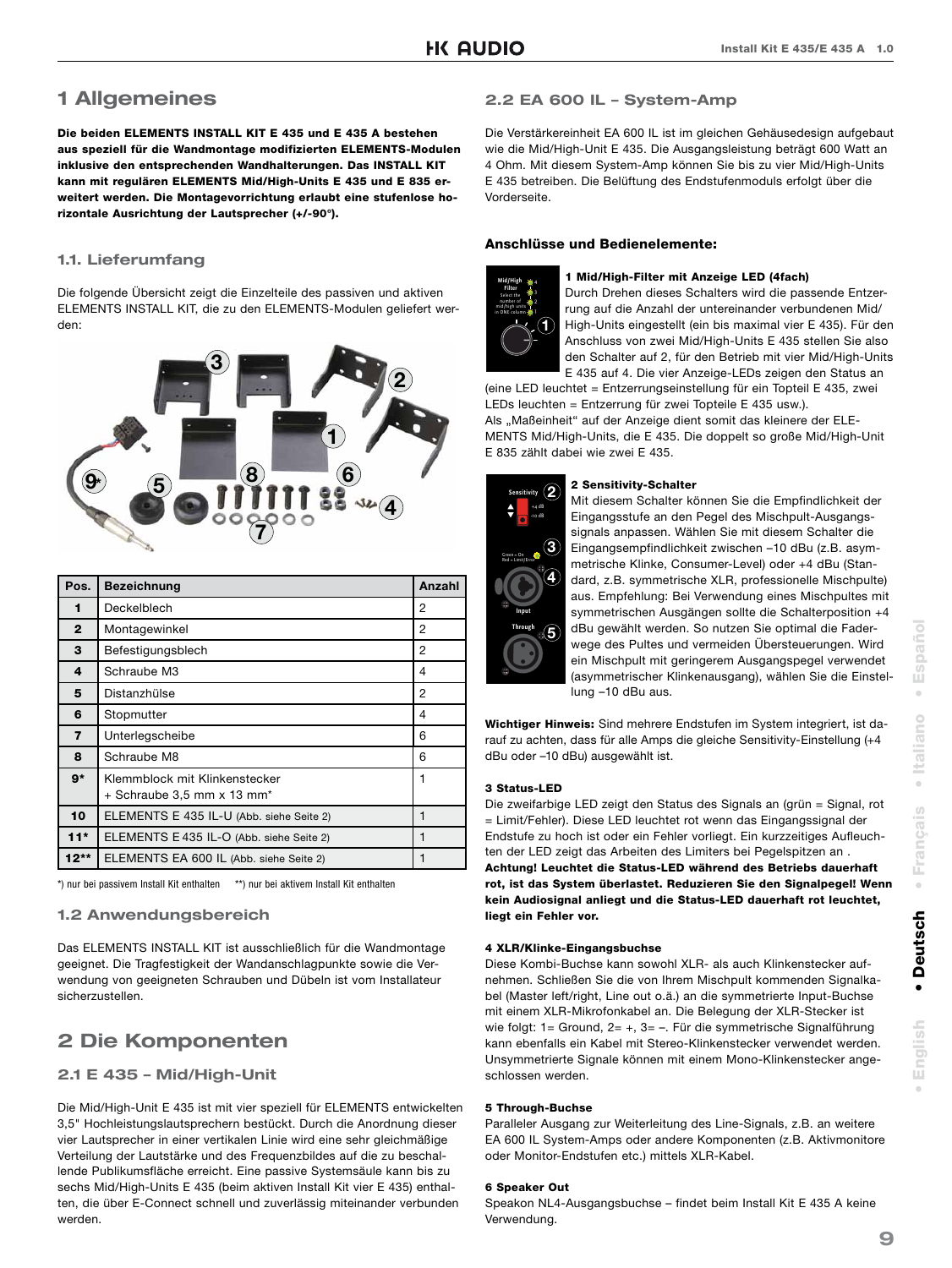# 1 Allgemeines

**Die beiden ELEMENTS INSTALL KIT E 435 und E 435 A bestehen aus speziell für die Wandmontage modifizierten ELEMENTS-Modulen inklusive den entsprechenden Wandhalterungen. Das INSTALL KIT kann mit regulären ELEMENTS Mid/High-Units E 435 und E 835 erweitert werden. Die Montagevorrichtung erlaubt eine stufenlose horizontale Ausrichtung der Lautsprecher (+/-90°).**

## 1.1. Lieferumfang

Die folgende Übersicht zeigt die Einzelteile des passiven und aktiven ELEMENTS INSTALL KIT, die zu den ELEMENTS-Modulen geliefert werden:

| Pos. | Bezeichnung | Anzahl |
|---|---|---|
| 1 | Deckelblech | 2 |
| 2 | Montagewinkel | 2 |
| 3 | Befestigungsblech | 2 |
| 4 | Schraube M3 | 4 |
| 5 | Distanzhülse | 2 |
| 6 | Stopmutter | 4 |
| 7 | Unterlegscheibe | 6 |
| 8 | Schraube M8 | 6 |
| 9* | Klemmblock mit Klinkenstecker + Schraube 3,5 mm x 13 mm* | 1 |
| 10 | ELEMENTS E 435 IL-U (Abb. siehe Seite 2) | 1 |
| 11* | ELEMENTS E 435 IL-O (Abb. siehe Seite 2) | 1 |
| 12** | ELEMENTS EA 600 IL (Abb. siehe Seite 2) | 1 |

*) nur bei passivem Install Kit enthalten  **) nur bei aktivem Install Kit enthalten

## 1.2 Anwendungsbereich

Das ELEMENTS INSTALL KIT ist ausschließlich für die Wandmontage geeignet. Die Tragfestigkeit der Wandanschlagpunkte sowie die Verwendung von geeigneten Schrauben und Dübeln ist vom Installateur sicherzustellen.

# 2 Die Komponenten

## 2.1 E 435 – Mid/High-Unit

Die Mid/High-Unit E 435 ist mit vier speziell für ELEMENTS entwickelten 3,5" Hochleistungslautsprechern bestückt. Durch die Anordnung dieser vier Lautsprecher in einer vertikalen Linie wird eine sehr gleichmäßige Verteilung der Lautstärke und des Frequenzbildes auf die zu beschallende Publikumsfläche erreicht. Eine passive Systemsäule kann bis zu sechs Mid/High-Units E 435 (beim aktiven Install Kit vier E 435) enthalten, die über E-Connect schnell und zuverlässig miteinander verbunden werden.

## 2.2 EA 600 IL – System-Amp

Die Verstärkereinheit EA 600 IL ist im gleichen Gehäusedesign aufgebaut wie die Mid/High-Unit E 435. Die Ausgangsleistung beträgt 600 Watt an 4 Ohm. Mit diesem System-Amp können Sie bis zu vier Mid/High-Units E 435 betreiben. Die Belüftung des Endstufenmoduls erfolgt über die Vorderseite.

### Anschlüsse und Bedienelemente:

**1 Mid/High-Filter mit Anzeige LED (4fach)**
Durch Drehen dieses Schalters wird die passende Entzerrung auf die Anzahl der untereinander verbundenen Mid/High-Units eingestellt (ein bis maximal vier E 435). Für den Anschluss von zwei Mid/High-Units E 435 stellen Sie also den Schalter auf 2, für den Betrieb mit vier Mid/High-Units E 435 auf 4. Die vier Anzeige-LEDs zeigen den Status an (eine LED leuchtet = Entzerrungseinstellung für ein Topteil E 435, zwei LEDs leuchten = Entzerrung für zwei Topteile E 435 usw.).
Als „Maßeinheit" auf der Anzeige dient somit das kleinere der ELEMENTS Mid/High-Units, die E 435. Die doppelt so große Mid/High-Unit E 835 zählt dabei wie zwei E 435.

**2 Sensitivity-Schalter**
Mit diesem Schalter können Sie die Empfindlichkeit der Eingangsstufe an den Pegel des Mischpult-Ausgangssignals anpassen. Wählen Sie mit diesem Schalter die Eingangsempfindlichkeit zwischen –10 dBu (z.B. asymmetrische Klinke, Consumer-Level) oder +4 dBu (Standard, z.B. symmetrische XLR, professionelle Mischpulte) aus. Empfehlung: Bei Verwendung eines Mischpultes mit symmetrischen Ausgängen sollte die Schalterposition +4 dBu gewählt werden. So nutzen Sie optimal die Faderwege des Pultes und vermeiden Übersteuerungen. Wird ein Mischpult mit geringerem Ausgangspegel verwendet (asymmetrischer Klinkenausgang), wählen Sie die Einstellung –10 dBu aus.

**Wichtiger Hinweis:** Sind mehrere Endstufen im System integriert, ist darauf zu achten, dass für alle Amps die gleiche Sensitivity-Einstellung (+4 dBu oder –10 dBu) ausgewählt ist.

**3 Status-LED**
Die zweifarbige LED zeigt den Status des Signals an (grün = Signal, rot = Limit/Fehler). Diese LED leuchtet rot wenn das Eingangssignal der Endstufe zu hoch ist oder ein Fehler vorliegt. Ein kurzzeitiges Aufleuchten der LED zeigt das Arbeiten des Limiters bei Pegelspitzen an .
**Achtung! Leuchtet die Status-LED während des Betriebs dauerhaft rot, ist das System überlastet. Reduzieren Sie den Signalpegel! Wenn kein Audiosignal anliegt und die Status-LED dauerhaft rot leuchtet, liegt ein Fehler vor.**

**4 XLR/Klinke-Eingangsbuchse**
Diese Kombi-Buchse kann sowohl XLR- als auch Klinkenstecker aufnehmen. Schließen Sie die von Ihrem Mischpult kommenden Signalkabel (Master left/right, Line out o.ä.) an die symmetrierte Input-Buchse mit einem XLR-Mikrofonkabel an. Die Belegung der XLR-Stecker ist wie folgt: 1= Ground, 2= +, 3= –. Für die symmetrische Signalführung kann ebenfalls ein Kabel mit Stereo-Klinkenstecker verwendet werden. Unsymmetrierte Signale können mit einem Mono-Klinkenstecker angeschlossen werden.

**5 Through-Buchse**
Paralleler Ausgang zur Weiterleitung des Line-Signals, z.B. an weitere EA 600 IL System-Amps oder andere Komponenten (z.B. Aktivmonitore oder Monitor-Endstufen etc.) mittels XLR-Kabel.

**6 Speaker Out**
Speakon NL4-Ausgangsbuchse – findet beim Install Kit E 435 A keine Verwendung.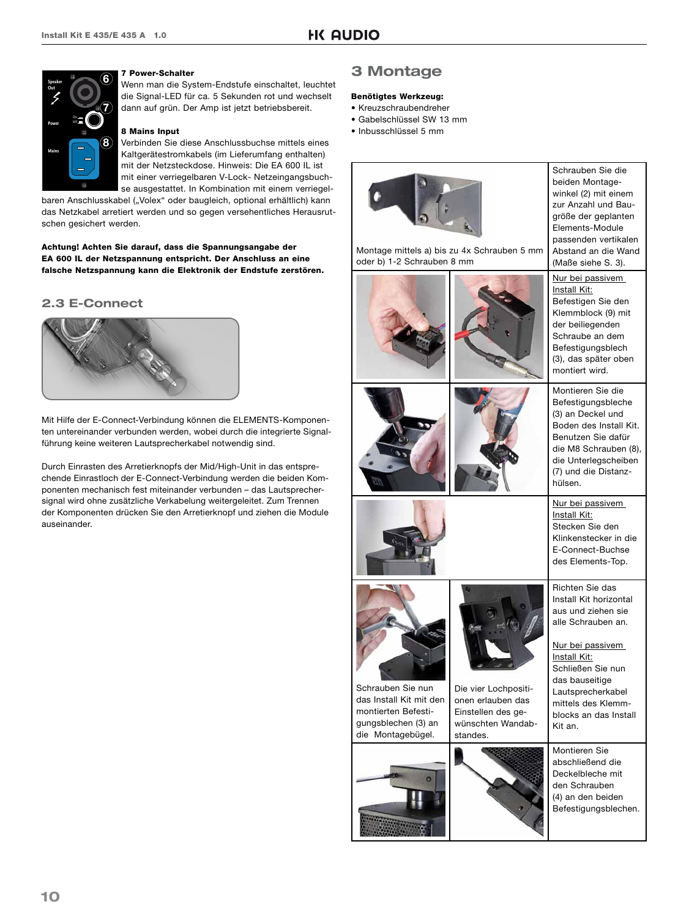**7 Power-Schalter**
Wenn man die System-Endstufe einschaltet, leuchtet die Signal-LED für ca. 5 Sekunden rot und wechselt dann auf grün. Der Amp ist jetzt betriebsbereit.

**8 Mains Input**
Verbinden Sie diese Anschlussbuchse mittels eines Kaltgerätestromkabels (im Lieferumfang enthalten) mit der Netzsteckdose. Hinweis: Die EA 600 IL ist mit einer verriegelbaren V-Lock- Netzeingangsbuchse ausgestattet. In Kombination mit einem verriegelbaren Anschlusskabel („Volex“ oder baugleich, optional erhältlich) kann das Netzkabel arretiert werden und so gegen versehentliches Herausrutschen gesichert werden.

**Achtung! Achten Sie darauf, dass die Spannungsangabe der EA 600 IL der Netzspannung entspricht. Der Anschluss an eine falsche Netzspannung kann die Elektronik der Endstufe zerstören.**

## 2.3 E-Connect

Mit Hilfe der E-Connect-Verbindung können die ELEMENTS-Komponenten untereinander verbunden werden, wobei durch die integrierte Signalführung keine weiteren Lautsprecherkabel notwendig sind.

Durch Einrasten des Arretierknopfs der Mid/High-Unit in das entsprechende Einrastloch der E-Connect-Verbindung werden die beiden Komponenten mechanisch fest miteinander verbunden – das Lautsprechersignal wird ohne zusätzliche Verkabelung weitergeleitet. Zum Trennen der Komponenten drücken Sie den Arretierknopf und ziehen die Module auseinander.

# 3 Montage

**Benötigtes Werkzeug:**
- Kreuzschraubendreher
- Gabelschlüssel SW 13 mm
- Inbusschlüssel 5 mm

| | | |
|---|---|---|
| Montage mittels a) bis zu 4x Schrauben 5 mm oder b) 1-2 Schrauben 8 mm | | Schrauben Sie die beiden Montagewinkel (2) mit einem zur Anzahl und Baugröße der geplanten Elements-Module passenden vertikalen Abstand an die Wand (Maße siehe S. 3). |
| | | Nur bei passivem Install Kit: Befestigen Sie den Klemmblock (9) mit der beiliegenden Schraube an dem Befestigungsblech (3), das später oben montiert wird. |
| | | Montieren Sie die Befestigungsbleche (3) an Deckel und Boden des Install Kit. Benutzen Sie dafür die M8 Schrauben (8), die Unterlegscheiben (7) und die Distanzhülsen. |
| | | Nur bei passivem Install Kit: Stecken Sie den Klinkenstecker in die E-Connect-Buchse des Elements-Top. |
| Schrauben Sie nun das Install Kit mit den montierten Befestigungsblechen (3) an die Montagebügel. | Die vier Lochpositionen erlauben das Einstellen des gewünschten Wandabstandes. | Richten Sie das Install Kit horizontal aus und ziehen sie alle Schrauben an.<br><br>Nur bei passivem Install Kit: Schließen Sie nun das bauseitige Lautsprecherkabel mittels des Klemmblocks an das Install Kit an. |
| | | Montieren Sie abschließend die Deckelbleche mit den Schrauben (4) an den beiden Befestigungsblechen. |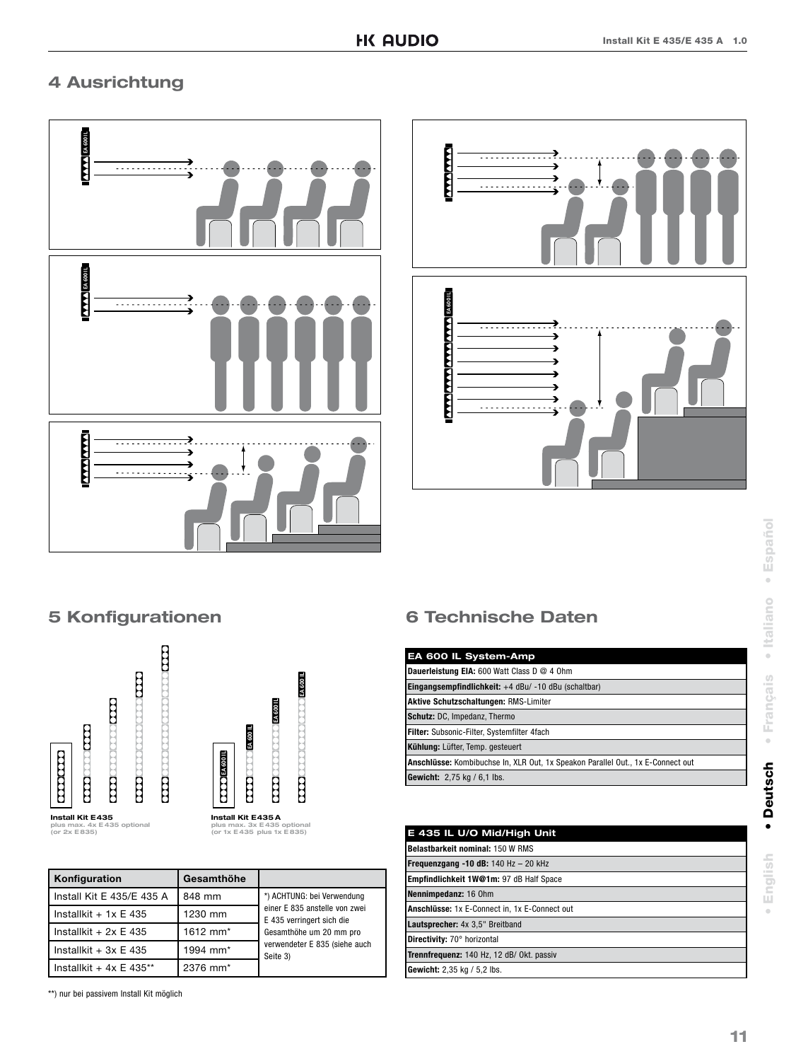## 4 Ausrichtung

## 5 Konfigurationen

**Install Kit E435**
plus max. 4x E435 optional
(or 2x E835)

**Install Kit E435 A**
plus max. 3x E435 optional
(or 1x E435 plus 1x E835)

| Konfiguration | Gesamthöhe | |
|---|---|---|
| Install Kit E 435/E 435 A | 848 mm | *) ACHTUNG: bei Verwendung einer E 835 anstelle von zwei E 435 verringert sich die Gesamthöhe um 20 mm pro verwendeter E 835 (siehe auch Seite 3) |
| Installkit + 1x E 435 | 1230 mm | |
| Installkit + 2x E 435 | 1612 mm* | |
| Installkit + 3x E 435 | 1994 mm* | |
| Installkit + 4x E 435** | 2376 mm* | |

**) nur bei passivem Install Kit möglich

## 6 Technische Daten

| EA 600 IL System-Amp |
|---|
| **Dauerleistung EIA:** 600 Watt Class D @ 4 Ohm |
| **Eingangsempfindlichkeit:** +4 dBu/ -10 dBu (schaltbar) |
| **Aktive Schutzschaltungen:** RMS-Limiter |
| **Schutz:** DC, Impedanz, Thermo |
| **Filter:** Subsonic-Filter, Systemfilter 4fach |
| **Kühlung:** Lüfter, Temp. gesteuert |
| **Anschlüsse:** Kombibuchse In, XLR Out, 1x Speakon Parallel Out., 1x E-Connect out |
| **Gewicht:** 2,75 kg / 6,1 lbs. |

| E 435 IL U/O Mid/High Unit |
|---|
| **Belastbarkeit nominal:** 150 W RMS |
| **Frequenzgang -10 dB:** 140 Hz – 20 kHz |
| **Empfindlichkeit 1W@1m:** 97 dB Half Space |
| **Nennimpedanz:** 16 Ohm |
| **Anschlüsse:** 1x E-Connect in, 1x E-Connect out |
| **Lautsprecher:** 4x 3,5" Breitband |
| **Directivity:** 70° horizontal |
| **Trennfrequenz:** 140 Hz, 12 dB/ Okt. passiv |
| **Gewicht:** 2,35 kg / 5,2 lbs. |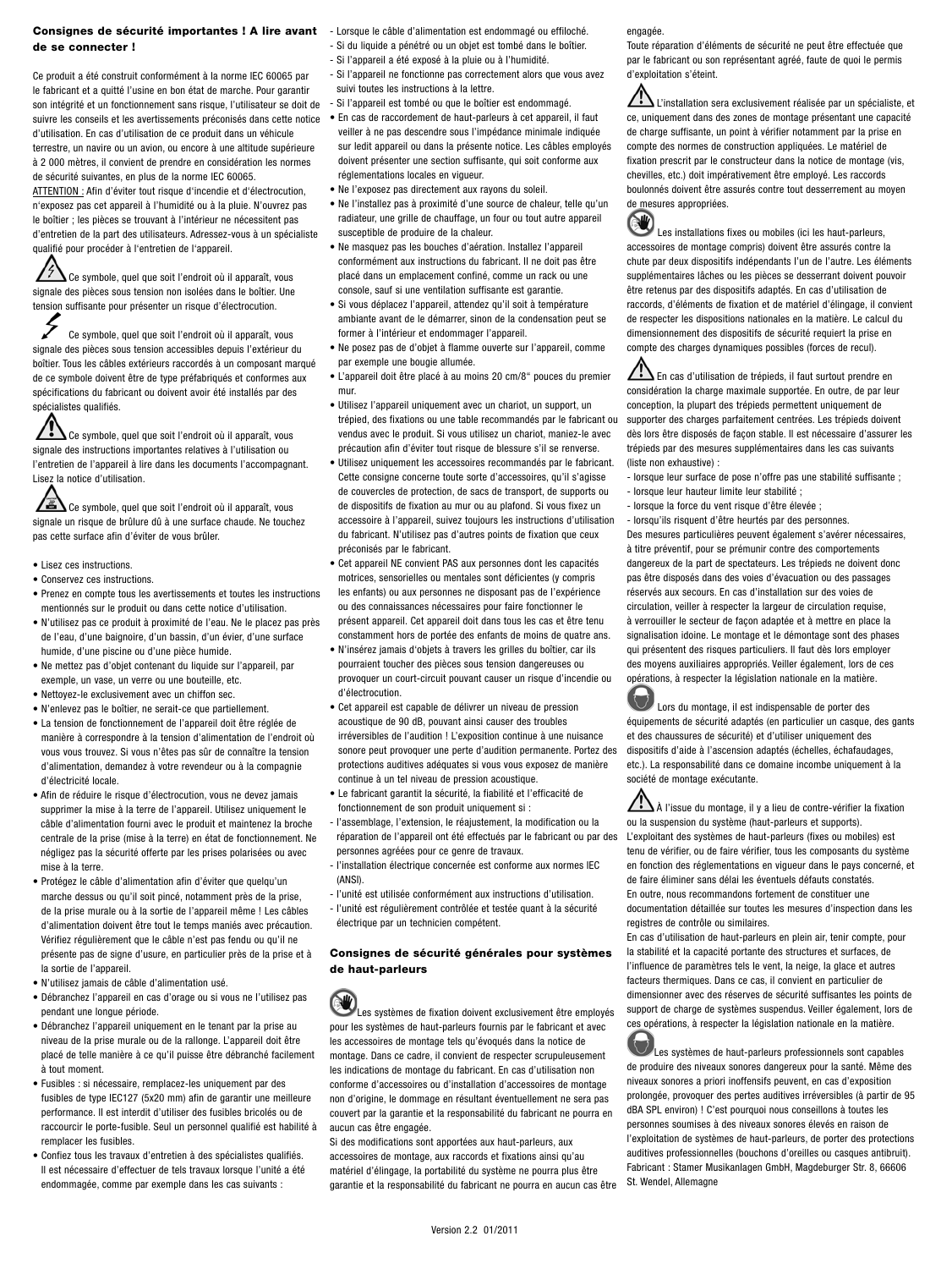## Consignes de sécurité importantes ! A lire avant de se connecter !

Ce produit a été construit conformément à la norme IEC 60065 par le fabricant et a quitté l'usine en bon état de marche. Pour garantir son intégrité et un fonctionnement sans risque, l'utilisateur se doit de suivre les conseils et les avertissements préconisés dans cette notice d'utilisation. En cas d'utilisation de ce produit dans un véhicule terrestre, un navire ou un avion, ou encore à une altitude supérieure à 2 000 mètres, il convient de prendre en considération les normes de sécurité suivantes, en plus de la norme IEC 60065.

ATTENTION : Afin d'éviter tout risque d'incendie et d'électrocution, n'exposez pas cet appareil à l'humidité ou à la pluie. N'ouvrez pas le boîtier ; les pièces se trouvant à l'intérieur ne nécessitent pas d'entretien de la part des utilisateurs. Adressez-vous à un spécialiste qualifié pour procéder à l'entretien de l'appareil.

Ce symbole, quel que soit l'endroit où il apparaît, vous signale des pièces sous tension non isolées dans le boîtier. Une tension suffisante pour présenter un risque d'électrocution.

Ce symbole, quel que soit l'endroit où il apparaît, vous signale des pièces sous tension accessibles depuis l'extérieur du boîtier. Tous les câbles extérieurs raccordés à un composant marqué de ce symbole doivent être de type préfabriqués et conformes aux spécifications du fabricant ou doivent avoir été installés par des spécialistes qualifiés.

Ce symbole, quel que soit l'endroit où il apparaît, vous signale des instructions importantes relatives à l'utilisation ou l'entretien de l'appareil à lire dans les documents l'accompagnant. Lisez la notice d'utilisation.

Ce symbole, quel que soit l'endroit où il apparaît, vous signale un risque de brûlure dû à une surface chaude. Ne touchez pas cette surface afin d'éviter de vous brûler.

- Lisez ces instructions.
- Conservez ces instructions.
- Prenez en compte tous les avertissements et toutes les instructions mentionnés sur le produit ou dans cette notice d'utilisation.
- N'utilisez pas ce produit à proximité de l'eau. Ne le placez pas près de l'eau, d'une baignoire, d'un bassin, d'un évier, d'une surface humide, d'une piscine ou d'une pièce humide.
- Ne mettez pas d'objet contenant du liquide sur l'appareil, par exemple, un vase, un verre ou une bouteille, etc.
- Nettoyez-le exclusivement avec un chiffon sec.
- N'enlevez pas le boîtier, ne serait-ce que partiellement.
- La tension de fonctionnement de l'appareil doit être réglée de manière à correspondre à la tension d'alimentation de l'endroit où vous vous trouvez. Si vous n'êtes pas sûr de connaître la tension d'alimentation, demandez à votre revendeur ou à la compagnie d'électricité locale.
- Afin de réduire le risque d'électrocution, vous ne devez jamais supprimer la mise à la terre de l'appareil. Utilisez uniquement le câble d'alimentation fourni avec le produit et maintenez la broche centrale de la prise (mise à la terre) en état de fonctionnement. Ne négligez pas la sécurité offerte par les prises polarisées ou avec mise à la terre.
- Protégez le câble d'alimentation afin d'éviter que quelqu'un marche dessus ou qu'il soit pincé, notamment près de la prise, de la prise murale ou à la sortie de l'appareil même ! Les câbles d'alimentation doivent être tout le temps maniés avec précaution. Vérifiez régulièrement que le câble n'est pas fendu ou qu'il ne présente pas de signe d'usure, en particulier près de la prise et à la sortie de l'appareil.
- N'utilisez jamais de câble d'alimentation usé.
- Débranchez l'appareil en cas d'orage ou si vous ne l'utilisez pas pendant une longue période.
- Débranchez l'appareil uniquement en le tenant par la prise au niveau de la prise murale ou de la rallonge. L'appareil doit être placé de telle manière à ce qu'il puisse être débranché facilement à tout moment.
- Fusibles : si nécessaire, remplacez-les uniquement par des fusibles de type IEC127 (5x20 mm) afin de garantir une meilleure performance. Il est interdit d'utiliser des fusibles bricolés ou de raccourcir le porte-fusible. Seul un personnel qualifié est habilité à remplacer les fusibles.
- Confiez tous les travaux d'entretien à des spécialistes qualifiés. Il est nécessaire d'effectuer de tels travaux lorsque l'unité a été endommagée, comme par exemple dans les cas suivants :
  - Lorsque le câble d'alimentation est endommagé ou effiloché.
  - Si du liquide a pénétré ou un objet est tombé dans le boîtier.
  - Si l'appareil a été exposé à la pluie ou à l'humidité.
  - Si l'appareil ne fonctionne pas correctement alors que vous avez suivi toutes les instructions à la lettre.
  - Si l'appareil est tombé ou que le boîtier est endommagé.
- En cas de raccordement de haut-parleurs à cet appareil, il faut veiller à ne pas descendre sous l'impédance minimale indiquée sur ledit appareil ou dans la présente notice. Les câbles employés doivent présenter une section suffisante, qui soit conforme aux réglementations locales en vigueur.
- Ne l'exposez pas directement aux rayons du soleil.
- Ne l'installez pas à proximité d'une source de chaleur, telle qu'un radiateur, une grille de chauffage, un four ou tout autre appareil susceptible de produire de la chaleur.
- Ne masquez pas les bouches d'aération. Installez l'appareil conformément aux instructions du fabricant. Il ne doit pas être placé dans un emplacement confiné, comme un rack ou une console, sauf si une ventilation suffisante est garantie.
- Si vous déplacez l'appareil, attendez qu'il soit à température ambiante avant de le démarrer, sinon de la condensation peut se former à l'intérieur et endommager l'appareil.
- Ne posez pas de d'objet à flamme ouverte sur l'appareil, comme par exemple une bougie allumée.
- L'appareil doit être placé à au moins 20 cm/8" pouces du premier mur.
- Utilisez l'appareil uniquement avec un chariot, un support, un trépied, des fixations ou une table recommandés par le fabricant ou vendus avec le produit. Si vous utilisez un chariot, maniez-le avec précaution afin d'éviter tout risque de blessure s'il se renverse.
- Utilisez uniquement les accessoires recommandés par le fabricant. Cette consigne concerne toute sorte d'accessoires, qu'il s'agisse de couvercles de protection, de sacs de transport, de supports ou de dispositifs de fixation au mur ou au plafond. Si vous fixez un accessoire à l'appareil, suivez toujours les instructions d'utilisation du fabricant. N'utilisez pas d'autres points de fixation que ceux préconisés par le fabricant.
- Cet appareil NE convient PAS aux personnes dont les capacités motrices, sensorielles ou mentales sont déficientes (y compris les enfants) ou aux personnes ne disposant pas de l'expérience ou des connaissances nécessaires pour faire fonctionner le présent appareil. Cet appareil doit dans tous les cas et être tenu constamment hors de portée des enfants de moins de quatre ans.
- N'insérez jamais d'objets à travers les grilles du boîtier, car ils pourraient toucher des pièces sous tension dangereuses ou provoquer un court-circuit pouvant causer un risque d'incendie ou d'électrocution.
- Cet appareil est capable de délivrer un niveau de pression acoustique de 90 dB, pouvant ainsi causer des troubles irréversibles de l'audition ! L'exposition continue à une nuisance sonore peut provoquer une perte d'audition permanente. Portez des protections auditives adéquates si vous vous exposez de manière continue à un tel niveau de pression acoustique.
- Le fabricant garantit la sécurité, la fiabilité et l'efficacité de fonctionnement de son produit uniquement si :
  - l'assemblage, l'extension, le réajustement, la modification ou la réparation de l'appareil ont été effectués par le fabricant ou par des personnes agréées pour ce genre de travaux.
  - l'installation électrique concernée est conforme aux normes IEC (ANSI).
  - l'unité est utilisée conformément aux instructions d'utilisation.
  - l'unité est régulièrement contrôlée et testée quant à la sécurité électrique par un technicien compétent.

## Consignes de sécurité générales pour systèmes de haut-parleurs

Les systèmes de fixation doivent exclusivement être employés pour les systèmes de haut-parleurs fournis par le fabricant et avec les accessoires de montage tels qu'évoqués dans la notice de montage. Dans ce cadre, il convient de respecter scrupuleusement les indications de montage du fabricant. En cas d'utilisation non conforme d'accessoires ou d'installation d'accessoires de montage non d'origine, le dommage en résultant éventuellement ne sera pas couvert par la garantie et la responsabilité du fabricant ne pourra en aucun cas être engagée.

Si des modifications sont apportées aux haut-parleurs, aux accessoires de montage, aux raccords et fixations ainsi qu'au matériel d'élingage, la portabilité du système ne pourra plus être garantie et la responsabilité du fabricant ne pourra en aucun cas être engagée.

Toute réparation d'éléments de sécurité ne peut être effectuée que par le fabricant ou son représentant agréé, faute de quoi le permis d'exploitation s'éteint.

L'installation sera exclusivement réalisée par un spécialiste, et ce, uniquement dans des zones de montage présentant une capacité de charge suffisante, un point à vérifier notamment par la prise en compte des normes de construction appliquées. Le matériel de fixation prescrit par le constructeur dans la notice de montage (vis, chevilles, etc.) doit impérativement être employé. Les raccords boulonnés doivent être assurés contre tout desserrement au moyen de mesures appropriées.

Les installations fixes ou mobiles (ici les haut-parleurs, accessoires de montage compris) doivent être assurés contre la chute par deux dispositifs indépendants l'un de l'autre. Les éléments supplémentaires lâches ou les pièces se desserrant doivent pouvoir être retenus par des dispositifs adaptés. En cas d'utilisation de raccords, d'éléments de fixation et de matériel d'élingage, il convient de respecter les dispositions nationales en la matière. Le calcul du dimensionnement des dispositifs de sécurité requiert la prise en compte des charges dynamiques possibles (forces de recul).

En cas d'utilisation de trépieds, il faut surtout prendre en considération la charge maximale supportée. En outre, de par leur conception, la plupart des trépieds permettent uniquement de supporter des charges parfaitement centrées. Les trépieds doivent dès lors être disposés de façon stable. Il est nécessaire d'assurer les trépieds par des mesures supplémentaires dans les cas suivants (liste non exhaustive) :

- lorsque leur surface de pose n'offre pas une stabilité suffisante ;
- lorsque leur hauteur limite leur stabilité ;
- lorsque la force du vent risque d'être élevée ;
- lorsqu'ils risquent d'être heurtés par des personnes.

Des mesures particulières peuvent également s'avérer nécessaires, à titre préventif, pour se prémunir contre des comportements dangereux de la part de spectateurs. Les trépieds ne doivent donc pas être disposés dans des voies d'évacuation ou des passages réservés aux secours. En cas d'installation sur des voies de circulation, veiller à respecter la largeur de circulation requise, à verrouiller le secteur de façon adaptée et à mettre en place la signalisation idoine. Le montage et le démontage sont des phases qui présentent des risques particuliers. Il faut dès lors employer des moyens auxiliaires appropriés. Veiller également, lors de ces opérations, à respecter la législation nationale en la matière.

Lors du montage, il est indispensable de porter des équipements de sécurité adaptés (en particulier un casque, des gants et des chaussures de sécurité) et d'utiliser uniquement des dispositifs d'aide à l'ascension adaptés (échelles, échafaudages, etc.). La responsabilité dans ce domaine incombe uniquement à la société de montage exécutante.

À l'issue du montage, il y a lieu de contre-vérifier la fixation ou la suspension du système (haut-parleurs et supports).

L'exploitant des systèmes de haut-parleurs (fixes ou mobiles) est tenu de vérifier, ou de faire vérifier, tous les composants du système en fonction des réglementations en vigueur dans le pays concerné, et de faire éliminer sans délai les éventuels défauts constatés.

En outre, nous recommandons fortement de constituer une documentation détaillée sur toutes les mesures d'inspection dans les registres de contrôle ou similaires.

En cas d'utilisation de haut-parleurs en plein air, tenir compte, pour la stabilité et la capacité portante des structures et surfaces, de l'influence de paramètres tels le vent, la neige, la glace et autres facteurs thermiques. Dans ce cas, il convient en particulier de dimensionner avec des réserves de sécurité suffisantes les points de support de charge de systèmes suspendus. Veiller également, lors de ces opérations, à respecter la législation nationale en la matière.

Les systèmes de haut-parleurs professionnels sont capables de produire des niveaux sonores dangereux pour la santé. Même des niveaux sonores a priori inoffensifs peuvent, en cas d'exposition prolongée, provoquer des pertes auditives irréversibles (à partir de 95 dBA SPL environ) ! C'est pourquoi nous conseillons à toutes les personnes soumises à des niveaux sonores élevés en raison de l'exploitation de systèmes de haut-parleurs, de porter des protections auditives professionnelles (bouchons d'oreilles ou casques antibruit).

Fabricant : Stamer Musikanlagen GmbH, Magdeburger Str. 8, 66606 St. Wendel, Allemagne

Version 2.2 01/2011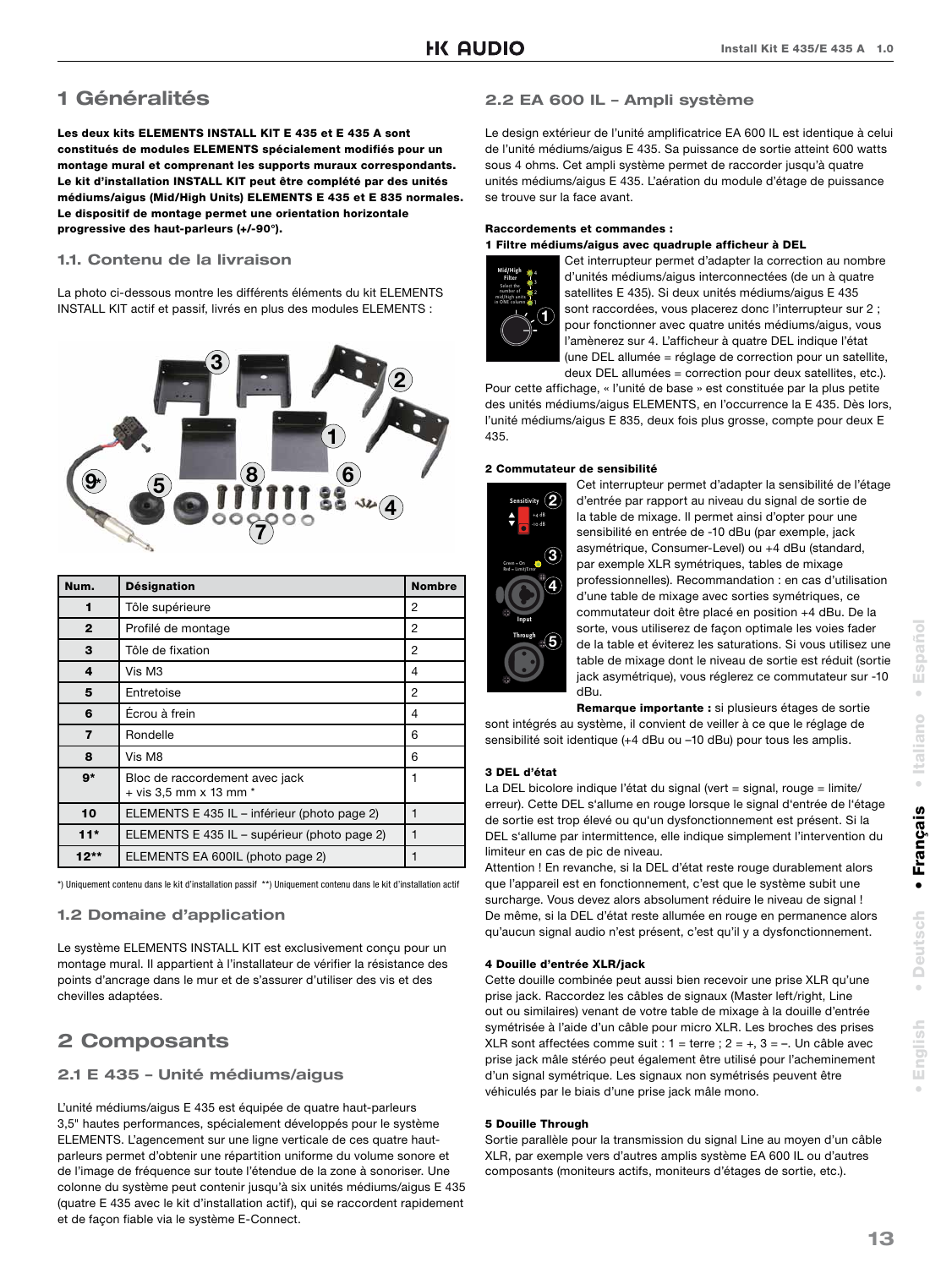# 1 Généralités

**Les deux kits ELEMENTS INSTALL KIT E 435 et E 435 A sont constitués de modules ELEMENTS spécialement modifiés pour un montage mural et comprenant les supports muraux correspondants. Le kit d'installation INSTALL KIT peut être complété par des unités médiums/aigus (Mid/High Units) ELEMENTS E 435 et E 835 normales. Le dispositif de montage permet une orientation horizontale progressive des haut-parleurs (+/-90°).**

## 1.1. Contenu de la livraison

La photo ci-dessous montre les différents éléments du kit ELEMENTS INSTALL KIT actif et passif, livrés en plus des modules ELEMENTS :

| Num. | Désignation | Nombre |
|---|---|---|
| 1 | Tôle supérieure | 2 |
| 2 | Profilé de montage | 2 |
| 3 | Tôle de fixation | 2 |
| 4 | Vis M3 | 4 |
| 5 | Entretoise | 2 |
| 6 | Écrou à frein | 4 |
| 7 | Rondelle | 6 |
| 8 | Vis M8 | 6 |
| 9* | Bloc de raccordement avec jack + vis 3,5 mm x 13 mm * | 1 |
| 10 | ELEMENTS E 435 IL – inférieur (photo page 2) | 1 |
| 11* | ELEMENTS E 435 IL – supérieur (photo page 2) | 1 |
| 12** | ELEMENTS EA 600IL (photo page 2) | 1 |

*) Uniquement contenu dans le kit d'installation passif **) Uniquement contenu dans le kit d'installation actif

## 1.2 Domaine d'application

Le système ELEMENTS INSTALL KIT est exclusivement conçu pour un montage mural. Il appartient à l'installateur de vérifier la résistance des points d'ancrage dans le mur et de s'assurer d'utiliser des vis et des chevilles adaptées.

# 2 Composants

## 2.1 E 435 – Unité médiums/aigus

L'unité médiums/aigus E 435 est équipée de quatre haut-parleurs 3,5" hautes performances, spécialement développés pour le système ELEMENTS. L'agencement sur une ligne verticale de ces quatre haut-parleurs permet d'obtenir une répartition uniforme du volume sonore et de l'image de fréquence sur toute l'étendue de la zone à sonoriser. Une colonne du système peut contenir jusqu'à six unités médiums/aigus E 435 (quatre E 435 avec le kit d'installation actif), qui se raccordent rapidement et de façon fiable via le système E-Connect.

## 2.2 EA 600 IL – Ampli système

Le design extérieur de l'unité amplificatrice EA 600 IL est identique à celui de l'unité médiums/aigus E 435. Sa puissance de sortie atteint 600 watts sous 4 ohms. Cet ampli système permet de raccorder jusqu'à quatre unités médiums/aigus E 435. L'aération du module d'étage de puissance se trouve sur la face avant.

**Raccordements et commandes :**

**1 Filtre médiums/aigus avec quadruple afficheur à DEL**

Cet interrupteur permet d'adapter la correction au nombre d'unités médiums/aigus interconnectées (de un à quatre satellites E 435). Si deux unités médiums/aigus E 435 sont raccordées, vous placerez donc l'interrupteur sur 2 ; pour fonctionner avec quatre unités médiums/aigus, vous l'amènerez sur 4. L'afficheur à quatre DEL indique l'état (une DEL allumée = réglage de correction pour un satellite, deux DEL allumées = correction pour deux satellites, etc.). Pour cette affichage, « l'unité de base » est constituée par la plus petite des unités médiums/aigus ELEMENTS, en l'occurrence la E 435. Dès lors, l'unité médiums/aigus E 835, deux fois plus grosse, compte pour deux E 435.

**2 Commutateur de sensibilité**

Cet interrupteur permet d'adapter la sensibilité de l'étage d'entrée par rapport au niveau du signal de sortie de la table de mixage. Il permet ainsi d'opter pour une sensibilité en entrée de -10 dBu (par exemple, jack asymétrique, Consumer-Level) ou +4 dBu (standard, par exemple XLR symétriques, tables de mixage professionnelles). Recommandation : en cas d'utilisation d'une table de mixage avec sorties symétriques, ce commutateur doit être placé en position +4 dBu. De la sorte, vous utiliserez de façon optimale les voies fader de la table et éviterez les saturations. Si vous utilisez une table de mixage dont le niveau de sortie est réduit (sortie jack asymétrique), vous réglerez ce commutateur sur -10 dBu.

**Remarque importante :** si plusieurs étages de sortie sont intégrés au système, il convient de veiller à ce que le réglage de sensibilité soit identique (+4 dBu ou –10 dBu) pour tous les amplis.

**3 DEL d'état**

La DEL bicolore indique l'état du signal (vert = signal, rouge = limite/erreur). Cette DEL s'allume en rouge lorsque le signal d'entrée de l'étage de sortie est trop élevé ou qu'un dysfonctionnement est présent. Si la DEL s'allume par intermittence, elle indique simplement l'intervention du limiteur en cas de pic de niveau.
Attention ! En revanche, si la DEL d'état reste rouge durablement alors que l'appareil est en fonctionnement, c'est que le système subit une surcharge. Vous devez alors absolument réduire le niveau de signal !
De même, si la DEL d'état reste allumée en rouge en permanence alors qu'aucun signal audio n'est présent, c'est qu'il y a dysfonctionnement.

**4 Douille d'entrée XLR/jack**

Cette douille combinée peut aussi bien recevoir une prise XLR qu'une prise jack. Raccordez les câbles de signaux (Master left/right, Line out ou similaires) venant de votre table de mixage à la douille d'entrée symétrisée à l'aide d'un câble pour micro XLR. Les broches des prises XLR sont affectées comme suit : 1 = terre ; 2 = +, 3 = –. Un câble avec prise jack mâle stéréo peut également être utilisé pour l'acheminement d'un signal symétrique. Les signaux non symétrisés peuvent être véhiculés par le biais d'une prise jack mâle mono.

**5 Douille Through**

Sortie parallèle pour la transmission du signal Line au moyen d'un câble XLR, par exemple vers d'autres amplis système EA 600 IL ou d'autres composants (moniteurs actifs, moniteurs d'étages de sortie, etc.).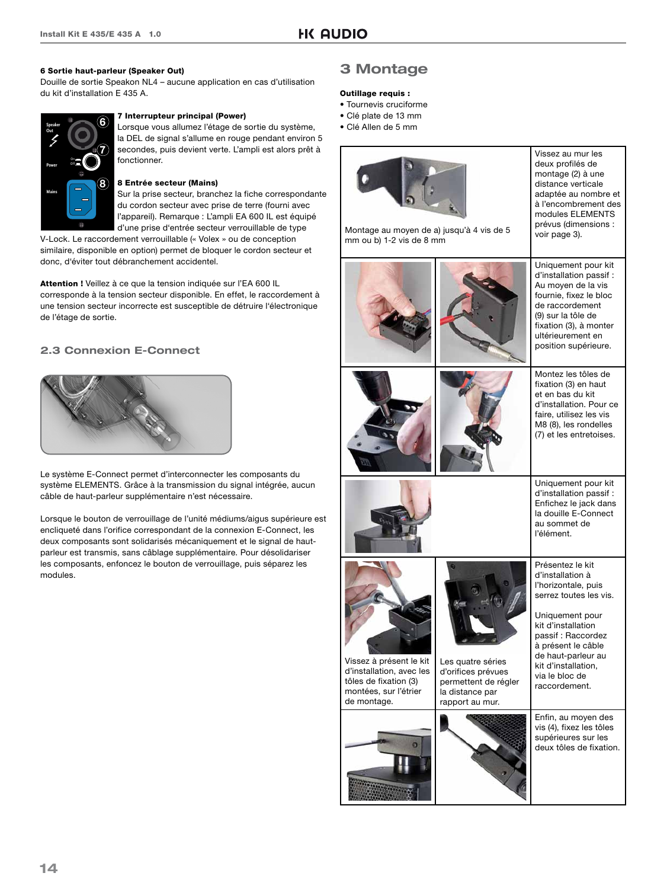**6 Sortie haut-parleur (Speaker Out)**
Douille de sortie Speakon NL4 – aucune application en cas d'utilisation du kit d'installation E 435 A.

**7 Interrupteur principal (Power)**
Lorsque vous allumez l'étage de sortie du système, la DEL de signal s'allume en rouge pendant environ 5 secondes, puis devient verte. L'ampli est alors prêt à fonctionner.

**8 Entrée secteur (Mains)**
Sur la prise secteur, branchez la fiche correspondante du cordon secteur avec prise de terre (fourni avec l'appareil). Remarque : L'ampli EA 600 IL est équipé d'une prise d'entrée secteur verrouillable de type V-Lock. Le raccordement verrouillable (« Volex » ou de conception similaire, disponible en option) permet de bloquer le cordon secteur et donc, d'éviter tout débranchement accidentel.

**Attention !** Veillez à ce que la tension indiquée sur l'EA 600 IL corresponde à la tension secteur disponible. En effet, le raccordement à une tension secteur incorrecte est susceptible de détruire l'électronique de l'étage de sortie.

### 2.3 Connexion E-Connect

Le système E-Connect permet d'interconnecter les composants du système ELEMENTS. Grâce à la transmission du signal intégrée, aucun câble de haut-parleur supplémentaire n'est nécessaire.

Lorsque le bouton de verrouillage de l'unité médiums/aigus supérieure est encliqueté dans l'orifice correspondant de la connexion E-Connect, les deux composants sont solidarisés mécaniquement et le signal de haut-parleur est transmis, sans câblage supplémentaire. Pour désolidariser les composants, enfoncez le bouton de verrouillage, puis séparez les modules.

## 3 Montage

**Outillage requis :**
- Tournevis cruciforme
- Clé plate de 13 mm
- Clé Allen de 5 mm

| | | |
|---|---|---|
| Montage au moyen de a) jusqu'à 4 vis de 5 mm ou b) 1-2 vis de 8 mm | | Vissez au mur les deux profilés de montage (2) à une distance verticale adaptée au nombre et à l'encombrement des modules ELEMENTS prévus (dimensions : voir page 3). |
| | | Uniquement pour kit d'installation passif : Au moyen de la vis fournie, fixez le bloc de raccordement (9) sur la tôle de fixation (3), à monter ultérieurement en position supérieure. |
| | | Montez les tôles de fixation (3) en haut et en bas du kit d'installation. Pour ce faire, utilisez les vis M8 (8), les rondelles (7) et les entretoises. |
| | | Uniquement pour kit d'installation passif : Enfichez le jack dans la douille E-Connect au sommet de l'élément. |
| Vissez à présent le kit d'installation, avec les tôles de fixation (3) montées, sur l'étrier de montage. | Les quatre séries d'orifices prévues permettent de régler la distance par rapport au mur. | Présentez le kit d'installation à l'horizontale, puis serrez toutes les vis.<br><br>Uniquement pour kit d'installation passif : Raccordez à présent le câble de haut-parleur au kit d'installation, via le bloc de raccordement. |
| | | Enfin, au moyen des vis (4), fixez les tôles supérieures sur les deux tôles de fixation. |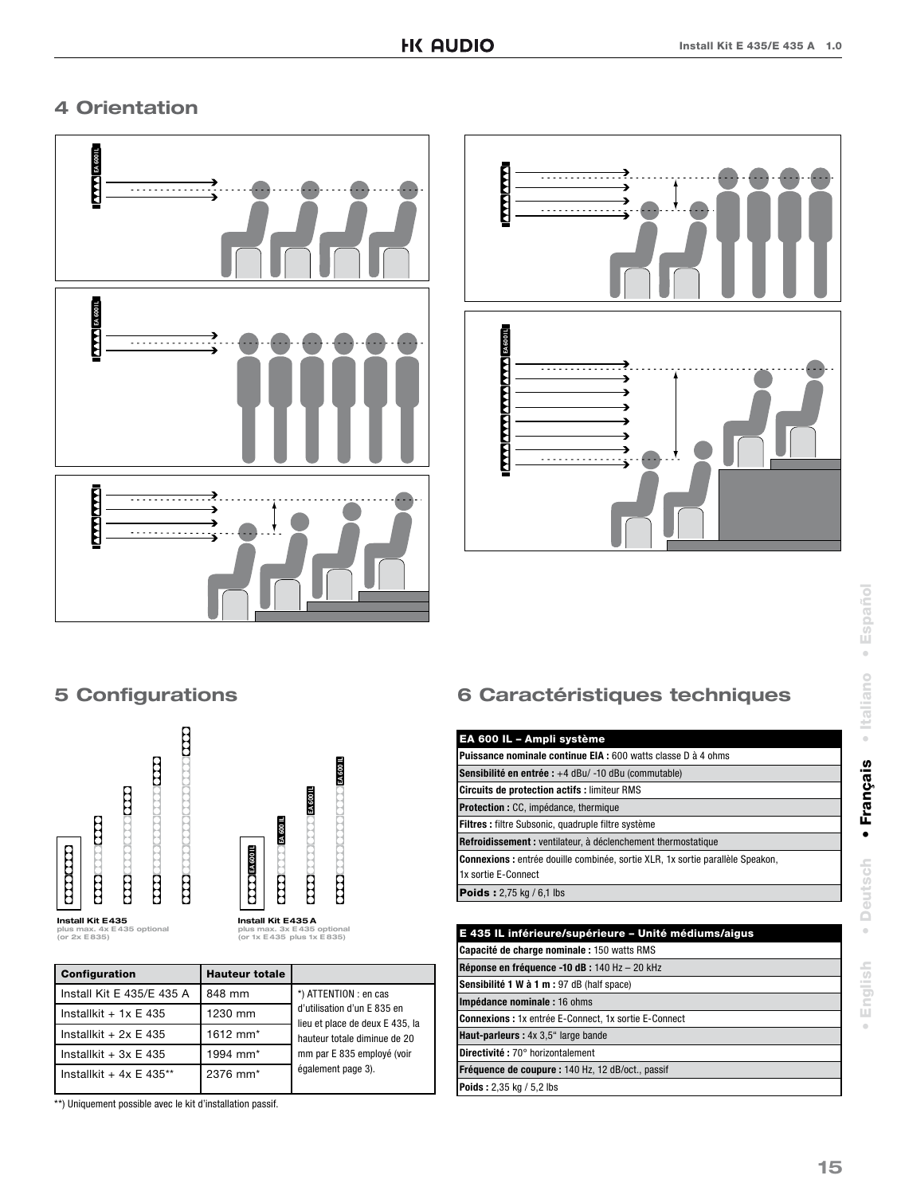## 4 Orientation

## 5 Configurations

**Install Kit E435**
plus max. 4x E435 optional
(or 2x E835)

**Install Kit E435 A**
plus max. 3x E435 optional
(or 1x E435 plus 1x E835)

| Configuration | Hauteur totale | |
|---|---|---|
| Install Kit E 435/E 435 A | 848 mm | *) ATTENTION : en cas d'utilisation d'un E 835 en lieu et place de deux E 435, la hauteur totale diminue de 20 mm par E 835 employé (voir également page 3). |
| Installkit + 1x E 435 | 1230 mm | |
| Installkit + 2x E 435 | 1612 mm* | |
| Installkit + 3x E 435 | 1994 mm* | |
| Installkit + 4x E 435** | 2376 mm* | |

**) Uniquement possible avec le kit d'installation passif.

## 6 Caractéristiques techniques

| EA 600 IL – Ampli système |
|---|
| **Puissance nominale continue EIA :** 600 watts classe D à 4 ohms |
| **Sensibilité en entrée :** +4 dBu/ -10 dBu (commutable) |
| **Circuits de protection actifs :** limiteur RMS |
| **Protection :** CC, impédance, thermique |
| **Filtres :** filtre Subsonic, quadruple filtre système |
| **Refroidissement :** ventilateur, à déclenchement thermostatique |
| **Connexions :** entrée douille combinée, sortie XLR, 1x sortie parallèle Speakon, 1x sortie E-Connect |
| **Poids :** 2,75 kg / 6,1 lbs |

| E 435 IL inférieure/supérieure – Unité médiums/aigus |
|---|
| **Capacité de charge nominale :** 150 watts RMS |
| **Réponse en fréquence -10 dB :** 140 Hz – 20 kHz |
| **Sensibilité 1 W à 1 m :** 97 dB (half space) |
| **Impédance nominale :** 16 ohms |
| **Connexions :** 1x entrée E-Connect, 1x sortie E-Connect |
| **Haut-parleurs :** 4x 3,5" large bande |
| **Directivité :** 70° horizontalement |
| **Fréquence de coupure :** 140 Hz, 12 dB/oct., passif |
| **Poids :** 2,35 kg / 5,2 lbs |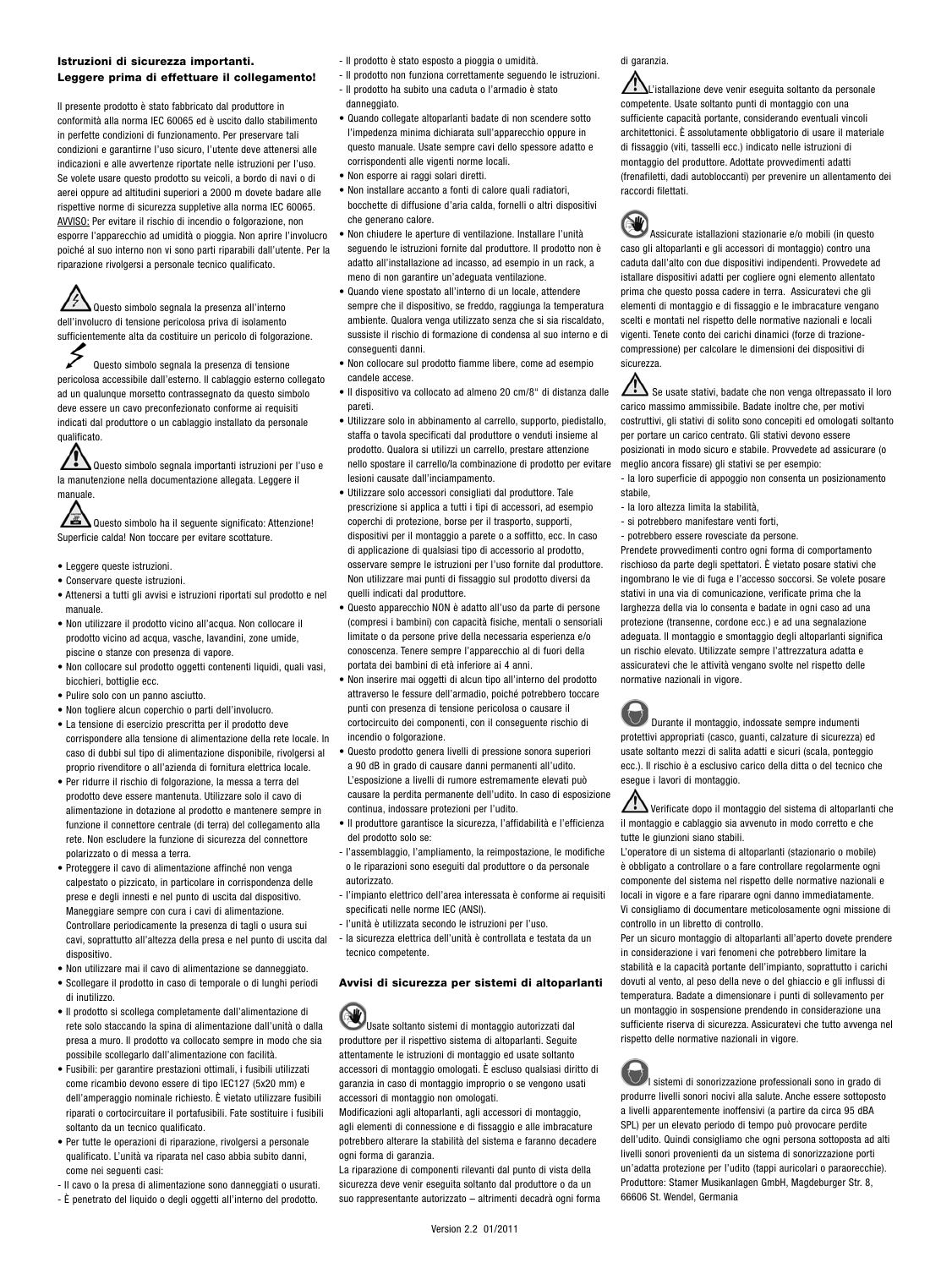**Istruzioni di sicurezza importanti.**
**Leggere prima di effettuare il collegamento!**

Il presente prodotto è stato fabbricato dal produttore in conformità alla norma IEC 60065 ed è uscito dallo stabilimento in perfette condizioni di funzionamento. Per preservare tali condizioni e garantirne l'uso sicuro, l'utente deve attenersi alle indicazioni e alle avvertenze riportate nelle istruzioni per l'uso. Se volete usare questo prodotto su veicoli, a bordo di navi o di aerei oppure ad altitudini superiori a 2000 m dovete badare alle rispettive norme di sicurezza suppletive alla norma IEC 60065.
AVVISO: Per evitare il rischio di incendio o folgorazione, non esporre l'apparecchio ad umidità o pioggia. Non aprire l'involucro poiché al suo interno non vi sono parti riparabili dall'utente. Per la riparazione rivolgersi a personale tecnico qualificato.

Questo simbolo segnala la presenza all'interno dell'involucro di tensione pericolosa priva di isolamento sufficientemente alta da costituire un pericolo di folgorazione.

Questo simbolo segnala la presenza di tensione pericolosa accessibile dall'esterno. Il cablaggio esterno collegato ad un qualunque morsetto contrassegnato da questo simbolo deve essere un cavo preconfezionato conforme ai requisiti indicati dal produttore o un cablaggio installato da personale qualificato.

Questo simbolo segnala importanti istruzioni per l'uso e la manutenzione nella documentazione allegata. Leggere il manuale.

Questo simbolo ha il seguente significato: Attenzione! Superficie calda! Non toccare per evitare scottature.

- Leggere queste istruzioni.
- Conservare queste istruzioni.
- Attenersi a tutti gli avvisi e istruzioni riportati sul prodotto e nel manuale.
- Non utilizzare il prodotto vicino all'acqua. Non collocare il prodotto vicino ad acqua, vasche, lavandini, zone umide, piscine o stanze con presenza di vapore.
- Non collocare sul prodotto oggetti contenenti liquidi, quali vasi, bicchieri, bottiglie ecc.
- Pulire solo con un panno asciutto.
- Non togliere alcun coperchio o parti dell'involucro.
- La tensione di esercizio prescritta per il prodotto deve corrispondere alla tensione di alimentazione della rete locale. In caso di dubbi sul tipo di alimentazione disponibile, rivolgersi al proprio rivenditore o all'azienda di fornitura elettrica locale.
- Per ridurre il rischio di folgorazione, la messa a terra del prodotto deve essere mantenuta. Utilizzare solo il cavo di alimentazione in dotazione al prodotto e mantenere sempre in funzione il connettore centrale (di terra) del collegamento alla rete. Non escludere la funzione di sicurezza del connettore polarizzato o di messa a terra.
- Proteggere il cavo di alimentazione affinché non venga calpestato o pizzicato, in particolare in corrispondenza delle prese e degli innesti e nel punto di uscita dal dispositivo. Maneggiare sempre con cura i cavi di alimentazione. Controllare periodicamente la presenza di tagli o usura sui cavi, soprattutto all'altezza della presa e nel punto di uscita dal dispositivo.
- Non utilizzare mai il cavo di alimentazione se danneggiato.
- Scollegare il prodotto in caso di temporale o di lunghi periodi di inutilizzo.
- Il prodotto si scollega completamente dall'alimentazione di rete solo staccando la spina di alimentazione dall'unità o dalla presa a muro. Il prodotto va collocato sempre in modo che sia possibile scollegarlo dall'alimentazione con facilità.
- Fusibili: per garantire prestazioni ottimali, i fusibili utilizzati come ricambio devono essere di tipo IEC127 (5x20 mm) e dell'amperaggio nominale richiesto. È vietato utilizzare fusibili riparati o cortocircuitare il portafusibili. Fate sostituire i fusibili soltanto da un tecnico qualificato.
- Per tutte le operazioni di riparazione, rivolgersi a personale qualificato. L'unità va riparata nel caso abbia subito danni, come nei seguenti casi:
  - Il cavo o la presa di alimentazione sono danneggiati o usurati.
  - È penetrato del liquido o degli oggetti all'interno del prodotto.
  - Il prodotto è stato esposto a pioggia o umidità.
  - Il prodotto non funziona correttamente seguendo le istruzioni.
  - Il prodotto ha subito una caduta o l'armadio è stato danneggiato.
- Quando collegate altoparlanti badate di non scendere sotto l'impedenza minima dichiarata sull'apparecchio oppure in questo manuale. Usate sempre cavi dello spessore adatto e corrispondenti alle vigenti norme locali.
- Non esporre ai raggi solari diretti.
- Non installare accanto a fonti di calore quali radiatori, bocchette di diffusione d'aria calda, fornelli o altri dispositivi che generano calore.
- Non chiudere le aperture di ventilazione. Installare l'unità seguendo le istruzioni fornite dal produttore. Il prodotto non è adatto all'installazione ad incasso, ad esempio in un rack, a meno di non garantire un'adeguata ventilazione.
- Quando viene spostato all'interno di un locale, attendere sempre che il dispositivo, se freddo, raggiunga la temperatura ambiente. Qualora venga utilizzato senza che si sia riscaldato, sussiste il rischio di formazione di condensa al suo interno e di conseguenti danni.
- Non collocare sul prodotto fiamme libere, come ad esempio candele accese.
- Il dispositivo va collocato ad almeno 20 cm/8" di distanza dalle pareti.
- Utilizzare solo in abbinamento al carrello, supporto, piedistallo, staffa o tavola specificati dal produttore o venduti insieme al prodotto. Qualora si utilizzi un carrello, prestare attenzione nello spostare il carrello/la combinazione di prodotto per evitare lesioni causate dall'inciampamento.
- Utilizzare solo accessori consigliati dal produttore. Tale prescrizione si applica a tutti i tipi di accessori, ad esempio coperchi di protezione, borse per il trasporto, supporti, dispositivi per il montaggio a parete o a soffitto, ecc. In caso di applicazione di qualsiasi tipo di accessorio al prodotto, osservare sempre le istruzioni per l'uso fornite dal produttore. Non utilizzare mai punti di fissaggio sul prodotto diversi da quelli indicati dal produttore.
- Questo apparecchio NON è adatto all'uso da parte di persone (compresi i bambini) con capacità fisiche, mentali o sensoriali limitate o da persone prive della necessaria esperienza e/o conoscenza. Tenere sempre l'apparecchio al di fuori della portata dei bambini di età inferiore ai 4 anni.
- Non inserire mai oggetti di alcun tipo all'interno del prodotto attraverso le fessure dell'armadio, poiché potrebbero toccare punti con presenza di tensione pericolosa o causare il cortocircuito dei componenti, con il conseguente rischio di incendio o folgorazione.
- Questo prodotto genera livelli di pressione sonora superiori a 90 dB in grado di causare danni permanenti all'udito. L'esposizione a livelli di rumore estremamente elevati può causare la perdita permanente dell'udito. In caso di esposizione continua, indossare protezioni per l'udito.
- Il produttore garantisce la sicurezza, l'affidabilità e l'efficienza del prodotto solo se:
  - l'assemblaggio, l'ampliamento, la reimpostazione, le modifiche o le riparazioni sono eseguiti dal produttore o da personale autorizzato.
  - l'impianto elettrico dell'area interessata è conforme ai requisiti specificati nelle norme IEC (ANSI).
  - l'unità è utilizzata secondo le istruzioni per l'uso.
  - la sicurezza elettrica dell'unità è controllata e testata da un tecnico competente.

**Avvisi di sicurezza per sistemi di altoparlanti**

Usate soltanto sistemi di montaggio autorizzati dal produttore per il rispettivo sistema di altoparlanti. Seguite attentamente le istruzioni di montaggio ed usate soltanto accessori di montaggio omologati. È escluso qualsiasi diritto di garanzia in caso di montaggio improprio o se vengono usati accessori di montaggio non omologati.
Modificazioni agli altoparlanti, agli accessori di montaggio, agli elementi di connessione e di fissaggio e alle imbracature potrebbero alterare la stabilità del sistema e faranno decadere ogni forma di garanzia.
La riparazione di componenti rilevanti dal punto di vista della sicurezza deve venir eseguita soltanto dal produttore o da un suo rappresentante autorizzato – altrimenti decadrà ogni forma di garanzia.

L'installazione deve venir eseguita soltanto da personale competente. Usate soltanto punti di montaggio con una sufficiente capacità portante, considerando eventuali vincoli architettonici. È assolutamente obbligatorio di usare il materiale di fissaggio (viti, tasselli ecc.) indicato nelle istruzioni di montaggio del produttore. Adottate provvedimenti adatti (frenafiletti, dadi autobloccanti) per prevenire un allentamento dei raccordi filettati.

Assicurate installazioni stazionarie e/o mobili (in questo caso gli altoparlanti e gli accessori di montaggio) contro una caduta dall'alto con due dispositivi indipendenti. Provvedete ad istallare dispositivi adatti per cogliere ogni elemento allentato prima che questo possa cadere in terra. Assicuratevi che gli elementi di montaggio e di fissaggio e le imbracature vengano scelti e montati nel rispetto delle normative nazionali e locali vigenti. Tenete conto dei carichi dinamici (forze di trazione-compressione) per calcolare le dimensioni dei dispositivi di sicurezza.

Se usate stativi, badate che non venga oltrepassato il loro carico massimo ammissibile. Badate inoltre che, per motivi costruttivi, gli stativi di solito sono concepiti ed omologati soltanto per portare un carico centrato. Gli stativi devono essere posizionati in modo sicuro e stabile. Provvedete ad assicurare (o meglio ancora fissare) gli stativi se per esempio:
- la loro superficie di appoggio non consenta un posizionamento stabile,
- la loro altezza limita la stabilità,
- si potrebbero manifestare venti forti,
- potrebbero essere rovesciate da persone.

Prendete provvedimenti contro ogni forma di comportamento rischioso da parte degli spettatori. È vietato posare stativi che ingombrano le vie di fuga e l'accesso soccorsi. Se volete posare stativi in una via di comunicazione, verificate prima che la larghezza della via lo consenta e badate in ogni caso ad una protezione (transenne, cordone ecc.) e ad una segnalazione adeguata. Il montaggio e smontaggio degli altoparlanti significa un rischio elevato. Utilizzate sempre l'attrezzatura adatta e assicuratevi che le attività vengano svolte nel rispetto delle normative nazionali in vigore.

Durante il montaggio, indossate sempre indumenti protettivi appropriati (casco, guanti, calzature di sicurezza) ed usate soltanto mezzi di salita adatti e sicuri (scala, ponteggio ecc.). Il rischio è a esclusivo carico della ditta o del tecnico che esegue i lavori di montaggio.

Verificate dopo il montaggio del sistema di altoparlanti che il montaggio e cablaggio sia avvenuto in modo corretto e che tutte le giunzioni siano stabili.
L'operatore di un sistema di altoparlanti (stazionario o mobile) è obbligato a controllare o a fare controllare regolarmente ogni componente del sistema nel rispetto delle normative nazionali e locali in vigore e a fare riparare ogni danno immediatamente.
Vi consigliamo di documentare meticolosamente ogni missione di controllo in un libretto di controllo.
Per un sicuro montaggio di altoparlanti all'aperto dovete prendere in considerazione i vari fenomeni che potrebbero limitare la stabilità e la capacità portante dell'impianto, soprattutto i carichi dovuti al vento, al peso della neve o del ghiaccio e gli influssi di temperatura. Badate a dimensionare i punti di sollevamento per un montaggio in sospensione prendendo in considerazione una sufficiente riserva di sicurezza. Assicuratevi che tutto avvenga nel rispetto delle normative nazionali in vigore.

I sistemi di sonorizzazione professionali sono in grado di produrre livelli sonori nocivi alla salute. Anche essere sottoposto a livelli apparentemente inoffensivi (a partire da circa 95 dBA SPL) per un elevato periodo di tempo può provocare perdite dell'udito. Quindi consigliamo che ogni persona sottoposta ad alti livelli sonori provenienti da un sistema di sonorizzazione porti un'adatta protezione per l'udito (tappi auricolari o paraorecchie).
Produttore: Stamer Musikanlagen GmbH, Magdeburger Str. 8, 66606 St. Wendel, Germania

Version 2.2 01/2011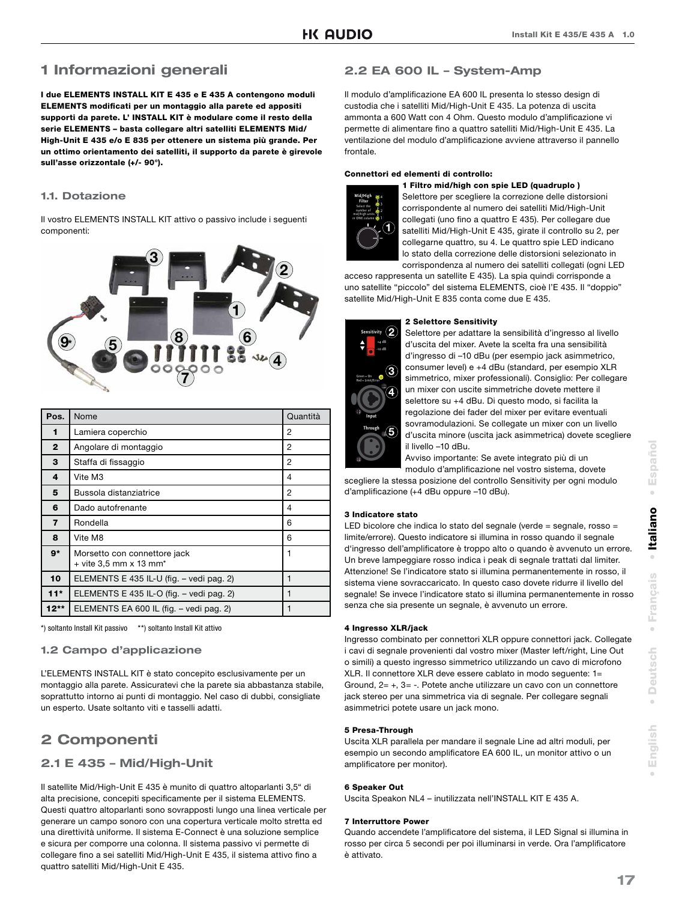# 1 Informazioni generali

**I due ELEMENTS INSTALL KIT E 435 e E 435 A contengono moduli ELEMENTS modificati per un montaggio alla parete ed appositi supporti da parete. L' INSTALL KIT è modulare come il resto della serie ELEMENTS – basta collegare altri satelliti ELEMENTS Mid/High-Unit E 435 e/o E 835 per ottenere un sistema più grande. Per un ottimo orientamento dei satelliti, il supporto da parete è girevole sull'asse orizzontale (+/- 90°).**

### 1.1. Dotazione

Il vostro ELEMENTS INSTALL KIT attivo o passivo include i seguenti componenti:

| Pos. | Nome | Quantità |
|---|---|---|
| **1** | Lamiera coperchio | 2 |
| **2** | Angolare di montaggio | 2 |
| **3** | Staffa di fissaggio | 2 |
| **4** | Vite M3 | 4 |
| **5** | Bussola distanziatrice | 2 |
| **6** | Dado autofrenante | 4 |
| **7** | Rondella | 6 |
| **8** | Vite M8 | 6 |
| **9*** | Morsetto con connettore jack + vite 3,5 mm x 13 mm* | 1 |
| **10** | ELEMENTS E 435 IL-U (fig. – vedi pag. 2) | 1 |
| **11*** | ELEMENTS E 435 IL-O (fig. – vedi pag. 2) | 1 |
| **12**** | ELEMENTS EA 600 IL (fig. – vedi pag. 2) | 1 |

*) soltanto Install Kit passivo   **) soltanto Install Kit attivo

### 1.2 Campo d'applicazione

L'ELEMENTS INSTALL KIT è stato concepito esclusivamente per un montaggio alla parete. Assicuratevi che la parete sia abbastanza stabile, soprattutto intorno ai punti di montaggio. Nel caso di dubbi, consigliate un esperto. Usate soltanto viti e tasselli adatti.

# 2 Componenti

## 2.1 E 435 – Mid/High-Unit

Il satellite Mid/High-Unit E 435 è munito di quattro altoparlanti 3,5" di alta precisione, concepiti specificamente per il sistema ELEMENTS. Questi quattro altoparlanti sono sovrapposti lungo una linea verticale per generare un campo sonoro con una copertura verticale molto stretta ed una direttività uniforme. Il sistema E-Connect è una soluzione semplice e sicura per comporre una colonna. Il sistema passivo vi permette di collegare fino a sei satelliti Mid/High-Unit E 435, il sistema attivo fino a quattro satelliti Mid/High-Unit E 435.

## 2.2 EA 600 IL – System-Amp

Il modulo d'amplificazione EA 600 IL presenta lo stesso design di custodia che i satelliti Mid/High-Unit E 435. La potenza di uscita ammonta a 600 Watt con 4 Ohm. Questo modulo d'amplificazione vi permette di alimentare fino a quattro satelliti Mid/High-Unit E 435. La ventilazione del modulo d'amplificazione avviene attraverso il pannello frontale.

**Connettori ed elementi di controllo:**

**1 Filtro mid/high con spie LED (quadruplo )**
Selettore per scegliere la correzione delle distorsioni corrispondente al numero dei satelliti Mid/High-Unit collegati (uno fino a quattro E 435). Per collegare due satelliti Mid/High-Unit E 435, girate il controllo su 2, per collegarne quattro, su 4. Le quattro spie LED indicano lo stato della correzione delle distorsioni selezionato in corrispondenza al numero dei satelliti collegati (ogni LED acceso rappresenta un satellite E 435). La spia quindi corrisponde a uno satellite "piccolo" del sistema ELEMENTS, cioè l'E 435. Il "doppio" satellite Mid/High-Unit E 835 conta come due E 435.

**2 Selettore Sensitivity**
Selettore per adattare la sensibilità d'ingresso al livello d'uscita del mixer. Avete la scelta fra una sensibilità d'ingresso di –10 dBu (per esempio jack asimmetrico, consumer level) e +4 dBu (standard, per esempio XLR simmetrico, mixer professionali). Consiglio: Per collegare un mixer con uscite simmetriche dovete mettere il selettore su +4 dBu. Di questo modo, si facilita la regolazione dei fader del mixer per evitare eventuali sovramodulazioni. Se collegate un mixer con un livello d'uscita minore (uscita jack asimmetrica) dovete scegliere il livello –10 dBu.
Avviso importante: Se avete integrato più di un modulo d'amplificazione nel vostro sistema, dovete scegliere la stessa posizione del controllo Sensitivity per ogni modulo d'amplificazione (+4 dBu oppure –10 dBu).

**3 Indicatore stato**
LED bicolore che indica lo stato del segnale (verde = segnale, rosso = limite/errore). Questo indicatore si illumina in rosso quando il segnale d'ingresso dell'amplificatore è troppo alto o quando è avvenuto un errore. Un breve lampeggiare rosso indica i peak di segnale trattati dal limiter. Attenzione! Se l'indicatore stato si illumina permanentemente in rosso, il sistema viene sovraccaricato. In questo caso dovete ridurre il livello del segnale! Se invece l'indicatore stato si illumina permanentemente in rosso senza che sia presente un segnale, è avvenuto un errore.

**4 Ingresso XLR/jack**
Ingresso combinato per connettori XLR oppure connettori jack. Collegate i cavi di segnale provenienti dal vostro mixer (Master left/right, Line Out o simili) a questo ingresso simmetrico utilizzando un cavo di microfono XLR. Il connettore XLR deve essere cablato in modo seguente: 1= Ground, 2= +, 3= -. Potete anche utilizzare un cavo con un connettore jack stereo per una simmetrica via di segnale. Per collegare segnali asimmetrici potete usare un jack mono.

**5 Presa-Through**
Uscita XLR parallela per mandare il segnale Line ad altri moduli, per esempio un secondo amplificatore EA 600 IL, un monitor attivo o un amplificatore per monitor).

**6 Speaker Out**
Uscita Speakon NL4 – inutilizzata nell'INSTALL KIT E 435 A.

**7 Interruttore Power**
Quando accendete l'amplificatore del sistema, il LED Signal si illumina in rosso per circa 5 secondi per poi illuminarsi in verde. Ora l'amplificatore è attivato.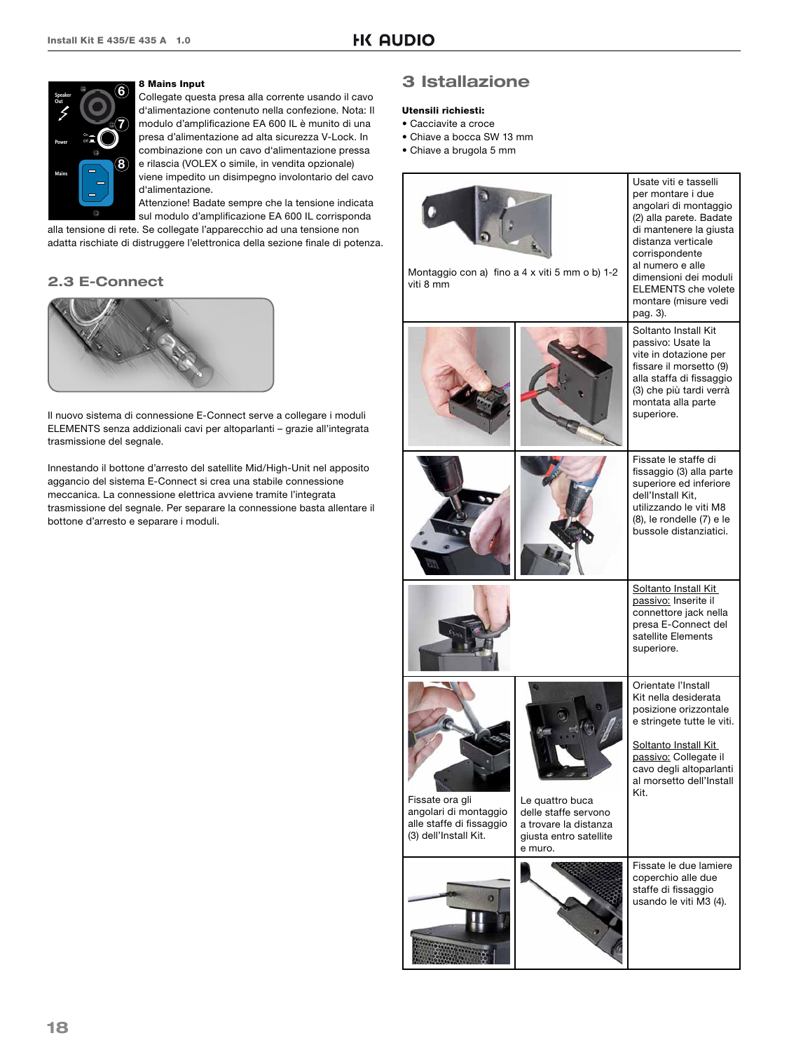**8 Mains Input**
Collegate questa presa alla corrente usando il cavo d'alimentazione contenuto nella confezione. Nota: Il modulo d'amplificazione EA 600 IL è munito di una presa d'alimentazione ad alta sicurezza V-Lock. In combinazione con un cavo d'alimentazione pressa e rilascia (VOLEX o simile, in vendita opzionale) viene impedito un disimpegno involontario del cavo d'alimentazione.
Attenzione! Badate sempre che la tensione indicata sul modulo d'amplificazione EA 600 IL corrisponda alla tensione di rete. Se collegate l'apparecchio ad una tensione non adatta rischiate di distruggere l'elettronica della sezione finale di potenza.

## 2.3 E-Connect

Il nuovo sistema di connessione E-Connect serve a collegare i moduli ELEMENTS senza addizionali cavi per altoparlanti – grazie all'integrata trasmissione del segnale.

Innestando il bottone d'arresto del satellite Mid/High-Unit nel apposito aggancio del sistema E-Connect si crea una stabile connessione meccanica. La connessione elettrica avviene tramite l'integrata trasmissione del segnale. Per separare la connessione basta allentare il bottone d'arresto e separare i moduli.

# 3 Installazione

**Utensili richiesti:**

- Cacciavite a croce
- Chiave a bocca SW 13 mm
- Chiave a brugola 5 mm

| | | |
|---|---|---|
| Montaggio con a) fino a 4 x viti 5 mm o b) 1-2 viti 8 mm | | Usate viti e tasselli per montare i due angolari di montaggio (2) alla parete. Badate di mantenere la giusta distanza verticale corrispondente al numero e alle dimensioni dei moduli ELEMENTS che volete montare (misure vedi pag. 3). |
| | | Soltanto Install Kit passivo: Usate la vite in dotazione per fissare il morsetto (9) alla staffa di fissaggio (3) che più tardi verrà montata alla parte superiore. |
| | | Fissate le staffe di fissaggio (3) alla parte superiore ed inferiore dell'Install Kit, utilizzando le viti M8 (8), le rondelle (7) e le bussole distanziatici. |
| | | Soltanto Install Kit passivo: Inserite il connettore jack nella presa E-Connect del satellite Elements superiore. |
| Fissate ora gli angolari di montaggio alle staffe di fissaggio (3) dell'Install Kit. | Le quattro buca delle staffe servono a trovare la distanza giusta entro satellite e muro. | Orientate l'Install Kit nella desiderata posizione orizzontale e stringete tutte le viti.<br><br>Soltanto Install Kit passivo: Collegate il cavo degli altoparlanti al morsetto dell'Install Kit. |
| | | Fissate le due lamiere coperchio alle due staffe di fissaggio usando le viti M3 (4). |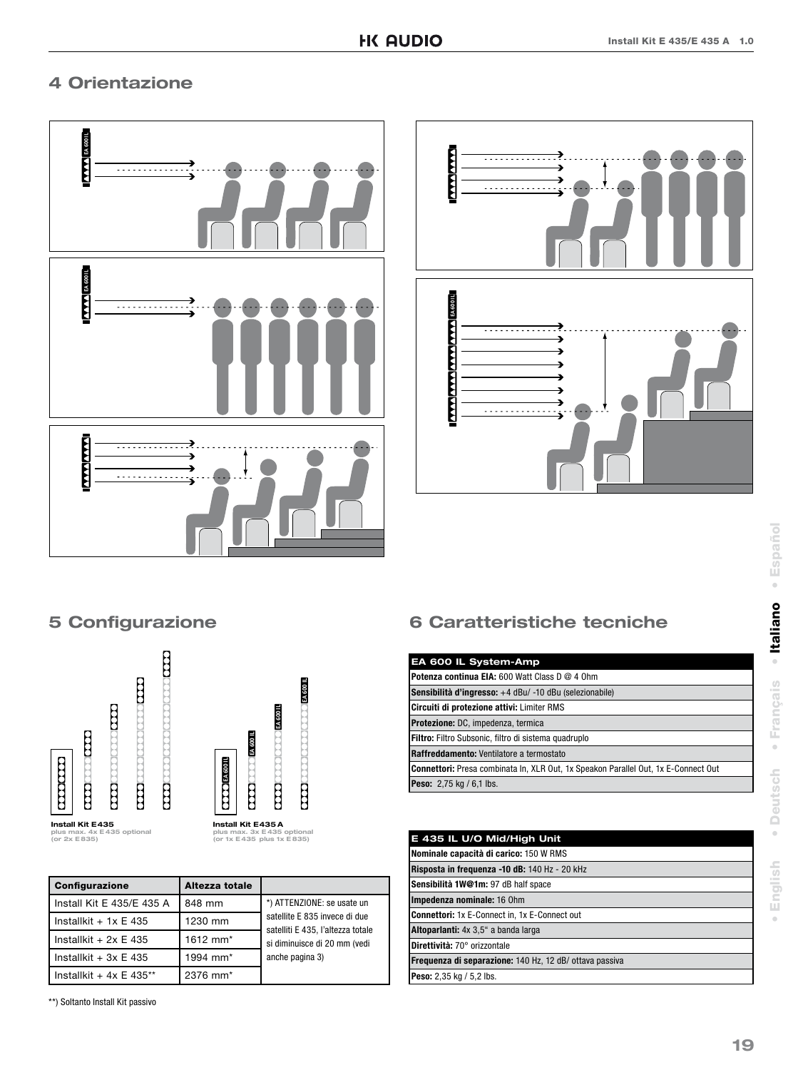## 4 Orientazione

## 5 Configurazione

**Install Kit E435**
plus max. 4x E435 optional
(or 2x E835)

**Install Kit E435 A**
plus max. 3x E435 optional
(or 1x E435 plus 1x E835)

| Configurazione | Altezza totale | |
|---|---|---|
| Install Kit E 435/E 435 A | 848 mm | *) ATTENZIONE: se usate un satellite E 835 invece di due satelliti E 435, l'altezza totale si diminuisce di 20 mm (vedi anche pagina 3) |
| Installkit + 1x E 435 | 1230 mm | |
| Installkit + 2x E 435 | 1612 mm* | |
| Installkit + 3x E 435 | 1994 mm* | |
| Installkit + 4x E 435** | 2376 mm* | |

**) Soltanto Install Kit passivo

## 6 Caratteristiche tecniche

| EA 600 IL System-Amp |
|---|
| **Potenza continua EIA:** 600 Watt Class D @ 4 Ohm |
| **Sensibilità d'ingresso:** +4 dBu/ -10 dBu (selezionabile) |
| **Circuiti di protezione attivi:** Limiter RMS |
| **Protezione:** DC, impedenza, termica |
| **Filtro:** Filtro Subsonic, filtro di sistema quadruplo |
| **Raffreddamento:** Ventilatore a termostato |
| **Connettori:** Presa combinata In, XLR Out, 1x Speakon Parallel Out, 1x E-Connect Out |
| **Peso:** 2,75 kg / 6,1 lbs. |

| E 435 IL U/O Mid/High Unit |
|---|
| **Nominale capacità di carico:** 150 W RMS |
| **Risposta in frequenza -10 dB:** 140 Hz - 20 kHz |
| **Sensibilità 1W@1m:** 97 dB half space |
| **Impedenza nominale:** 16 Ohm |
| **Connettori:** 1x E-Connect in, 1x E-Connect out |
| **Altoparlanti:** 4x 3,5" a banda larga |
| **Direttività:** 70° orizzontale |
| **Frequenza di separazione:** 140 Hz, 12 dB/ ottava passiva |
| **Peso:** 2,35 kg / 5,2 lbs. |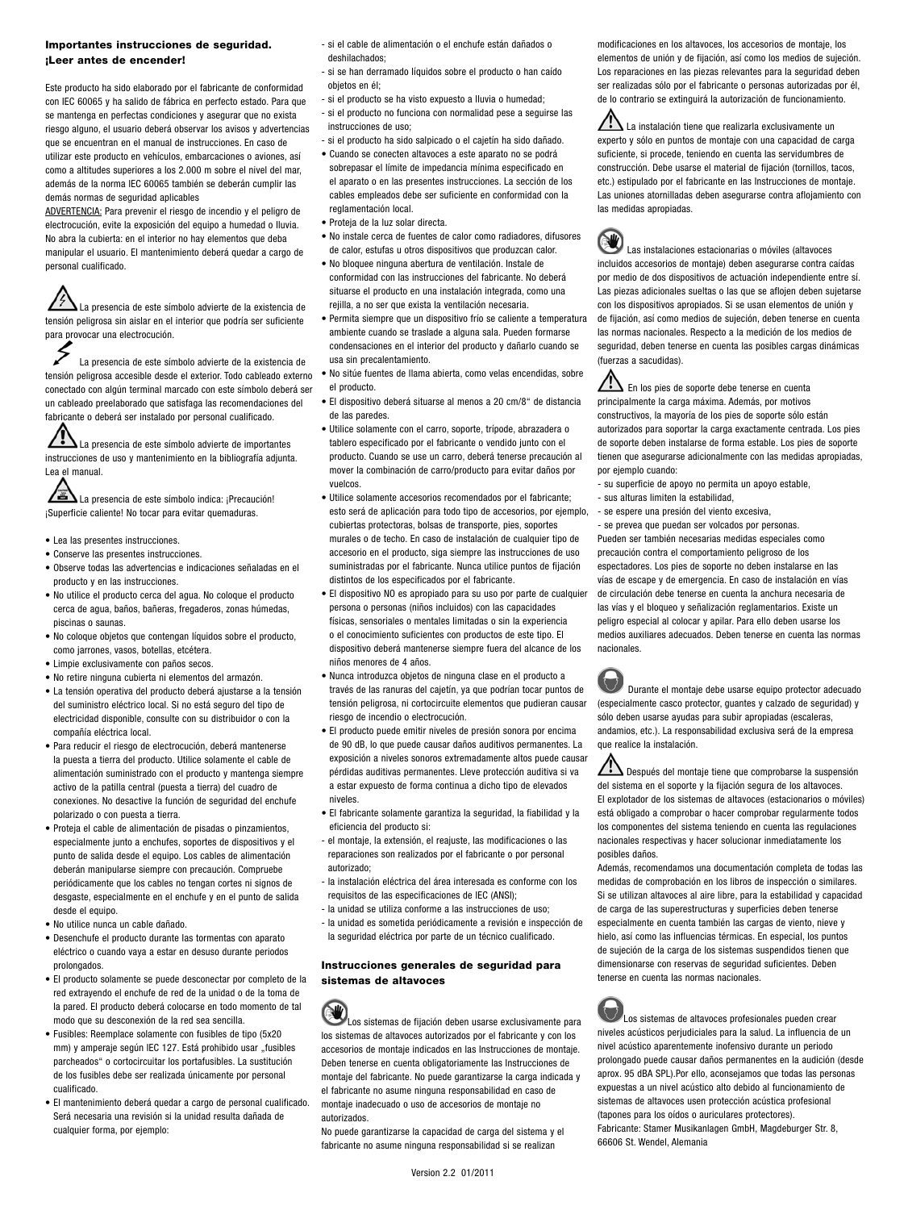**Importantes instrucciones de seguridad. ¡Leer antes de encender!**

Este producto ha sido elaborado por el fabricante de conformidad con IEC 60065 y ha salido de fábrica en perfecto estado. Para que se mantenga en perfectas condiciones y asegurar que no exista riesgo alguno, el usuario deberá observar los avisos y advertencias que se encuentran en el manual de instrucciones. En caso de utilizar este producto en vehículos, embarcaciones o aviones, así como a altitudes superiores a los 2.000 m sobre el nivel del mar, además de la norma IEC 60065 también se deberán cumplir las demás normas de seguridad aplicables

ADVERTENCIA: Para prevenir el riesgo de incendio y el peligro de electrocución, evite la exposición del equipo a humedad o lluvia. No abra la cubierta: en el interior no hay elementos que deba manipular el usuario. El mantenimiento deberá quedar a cargo de personal cualificado.

La presencia de este símbolo advierte de la existencia de tensión peligrosa sin aislar en el interior que podría ser suficiente para provocar una electrocución.

La presencia de este símbolo advierte de la existencia de tensión peligrosa accesible desde el exterior. Todo cableado externo conectado con algún terminal marcado con este símbolo deberá ser un cableado preelaborado que satisfaga las recomendaciones del fabricante o deberá ser instalado por personal cualificado.

La presencia de este símbolo advierte de importantes instrucciones de uso y mantenimiento en la bibliografía adjunta. Lea el manual.

La presencia de este símbolo indica: ¡Precaución! ¡Superficie caliente! No tocar para evitar quemaduras.

- Lea las presentes instrucciones.
- Conserve las presentes instrucciones.
- Observe todas las advertencias e indicaciones señaladas en el producto y en las instrucciones.
- No utilice el producto cerca del agua. No coloque el producto cerca de agua, baños, bañeras, fregaderos, zonas húmedas, piscinas o saunas.
- No coloque objetos que contengan líquidos sobre el producto, como jarrones, vasos, botellas, etcétera.
- Limpie exclusivamente con paños secos.
- No retire ninguna cubierta ni elementos del armazón.
- La tensión operativa del producto deberá ajustarse a la tensión del suministro eléctrico local. Si no está seguro del tipo de electricidad disponible, consulte con su distribuidor o con la compañía eléctrica local.
- Para reducir el riesgo de electrocución, deberá mantenerse la puesta a tierra del producto. Utilice solamente el cable de alimentación suministrado con el producto y mantenga siempre activo de la patilla central (puesta a tierra) del cuadro de conexiones. No desactive la función de seguridad del enchufe polarizado o con puesta a tierra.
- Proteja el cable de alimentación de pisadas o pinzamientos, especialmente junto a enchufes, soportes de dispositivos y el punto de salida desde el equipo. Los cables de alimentación deberán manipularse siempre con precaución. Compruebe periódicamente que los cables no tengan cortes ni signos de desgaste, especialmente en el enchufe y en el punto de salida desde el equipo.
- No utilice nunca un cable dañado.
- Desenchufe el producto durante las tormentas con aparato eléctrico o cuando vaya a estar en desuso durante periodos prolongados.
- El producto solamente se puede desconectar por completo de la red extrayendo el enchufe de red de la unidad o de la toma de la pared. El producto deberá colocarse en todo momento de tal modo que su desconexión de la red sea sencilla.
- Fusibles: Reemplace solamente con fusibles de tipo (5x20 mm) y amperaje según IEC 127. Está prohibido usar „fusibles parcheados" o cortocircuitar los portafusibles. La sustitución de los fusibles debe ser realizada únicamente por personal cualificado.
- El mantenimiento deberá quedar a cargo de personal cualificado. Será necesaria una revisión si la unidad resulta dañada de cualquier forma, por ejemplo:
  - si el cable de alimentación o el enchufe están dañados o deshilachados;
  - si se han derramado líquidos sobre el producto o han caído objetos en él;
  - si el producto se ha visto expuesto a lluvia o humedad;
  - si el producto no funciona con normalidad pese a seguirse las instrucciones de uso;
  - si el producto ha sido salpicado o el cajetín ha sido dañado.
- Cuando se conecten altavoces a este aparato no se podrá sobrepasar el límite de impedancia mínima especificado en el aparato o en las presentes instrucciones. La sección de los cables empleados debe ser suficiente en conformidad con la reglamentación local.
- Proteja de la luz solar directa.
- No instale cerca de fuentes de calor como radiadores, difusores de calor, estufas u otros dispositivos que produzcan calor.
- No bloquee ninguna abertura de ventilación. Instale de conformidad con las instrucciones del fabricante. No deberá situarse el producto en una instalación integrada, como una rejilla, a no ser que exista la ventilación necesaria.
- Permita siempre que un dispositivo frío se caliente a temperatura ambiente cuando se traslade a alguna sala. Pueden formarse condensaciones en el interior del producto y dañarlo cuando se usa sin precalentamiento.
- No sitúe fuentes de llama abierta, como velas encendidas, sobre el producto.
- El dispositivo deberá situarse al menos a 20 cm/8" de distancia de las paredes.
- Utilice solamente con el carro, soporte, trípode, abrazadera o tablero especificado por el fabricante o vendido junto con el producto. Cuando se use un carro, deberá tenerse precaución al mover la combinación de carro/producto para evitar daños por vuelcos.
- Utilice solamente accesorios recomendados por el fabricante; esto será de aplicación para todo tipo de accesorios, por ejemplo, cubiertas protectoras, bolsas de transporte, pies, soportes murales o de techo. En caso de instalación de cualquier tipo de accesorio en el producto, siga siempre las instrucciones de uso suministradas por el fabricante. Nunca utilice puntos de fijación distintos de los especificados por el fabricante.
- El dispositivo NO es apropiado para su uso por parte de cualquier persona o personas (niños incluidos) con las capacidades físicas, sensoriales o mentales limitadas o sin la experiencia o el conocimiento suficientes con productos de este tipo. El dispositivo deberá mantenerse siempre fuera del alcance de los niños menores de 4 años.
- Nunca introduzca objetos de ninguna clase en el producto a través de las ranuras del cajetín, ya que podrían tocar puntos de tensión peligrosa, ni cortocircuite elementos que pudieran causar riesgo de incendio o electrocución.
- El producto puede emitir niveles de presión sonora por encima de 90 dB, lo que puede causar daños auditivos permanentes. La exposición a niveles sonoros extremadamente altos puede causar pérdidas auditivas permanentes. Lleve protección auditiva si va a estar expuesto de forma continua a dicho tipo de elevados niveles.
- El fabricante solamente garantiza la seguridad, la fiabilidad y la eficiencia del producto si:
  - el montaje, la extensión, el reajuste, las modificaciones o las reparaciones son realizados por el fabricante o por personal autorizado;
  - la instalación eléctrica del área interesada es conforme con los requisitos de las especificaciones de IEC (ANSI);
  - la unidad se utiliza conforme a las instrucciones de uso;
  - la unidad es sometida periódicamente a revisión e inspección de la seguridad eléctrica por parte de un técnico cualificado.

**Instrucciones generales de seguridad para sistemas de altavoces**

Los sistemas de fijación deben usarse exclusivamente para los sistemas de altavoces autorizados por el fabricante y con los accesorios de montaje indicados en las Instrucciones de montaje. Deben tenerse en cuenta obligatoriamente las Instrucciones de montaje del fabricante. No puede garantizarse la carga indicada y el fabricante no asume ninguna responsabilidad en caso de montaje inadecuado o uso de accesorios de montaje no autorizados.

No puede garantizarse la capacidad de carga del sistema y el fabricante no asume ninguna responsabilidad si se realizan modificaciones en los altavoces, los accesorios de montaje, los elementos de unión y de fijación, así como los medios de sujeción. Los reparaciones en las piezas relevantes para la seguridad deben ser realizadas sólo por el fabricante o personas autorizadas por él, de lo contrario se extinguirá la autorización de funcionamiento.

La instalación tiene que realizarla exclusivamente un experto y sólo en puntos de montaje con una capacidad de carga suficiente, si procede, teniendo en cuenta las servidumbres de construcción. Debe usarse el material de fijación (tornillos, tacos, etc.) estipulado por el fabricante en las Instrucciones de montaje. Las uniones atornilladas deben asegurarse contra aflojamiento con las medidas apropiadas.

Las instalaciones estacionarias o móviles (altavoces incluidos accesorios de montaje) deben asegurarse contra caídas por medio de dos dispositivos de actuación independiente entre sí. Las piezas adicionales sueltas o las que se aflojen deben sujetarse con los dispositivos apropiados. Si se usan elementos de unión y de fijación, así como medios de sujeción, deben tenerse en cuenta las normas nacionales. Respecto a la medición de los medios de seguridad, deben tenerse en cuenta las posibles cargas dinámicas (fuerzas a sacudidas).

En los pies de soporte debe tenerse en cuenta principalmente la carga máxima. Además, por motivos constructivos, la mayoría de los pies de soporte sólo están autorizados para soportar la carga exactamente centrada. Los pies de soporte deben instalarse de forma estable. Los pies de soporte tienen que asegurarse adicionalmente con las medidas apropiadas, por ejemplo cuando:

- su superficie de apoyo no permita un apoyo estable,
- sus alturas limiten la estabilidad,
- se espere una presión del viento excesiva,
- se prevea que puedan ser volcados por personas.

Pueden ser también necesarias medidas especiales como precaución contra el comportamiento peligroso de los espectadores. Los pies de soporte no deben instalarse en las vías de escape y de emergencia. En caso de instalación en vías de circulación debe tenerse en cuenta la anchura necesaria de las vías y el bloqueo y señalización reglamentarios. Existe un peligro especial al colocar y apilar. Para ello deben usarse los medios auxiliares adecuados. Deben tenerse en cuenta las normas nacionales.

Durante el montaje debe usarse equipo protector adecuado (especialmente casco protector, guantes y calzado de seguridad) y sólo deben usarse ayudas para subir apropiadas (escaleras, andamios, etc.). La responsabilidad exclusiva será de la empresa que realice la instalación.

Después del montaje tiene que comprobarse la suspensión del sistema en el soporte y la fijación segura de los altavoces.

El explotador de los sistemas de altavoces (estacionarios o móviles) está obligado a comprobar o hacer comprobar regularmente todos los componentes del sistema teniendo en cuenta las regulaciones nacionales respectivas y hacer solucionar inmediatamente los posibles daños.

Además, recomendamos una documentación completa de todas las medidas de comprobación en los libros de inspección o similares. Si se utilizan altavoces al aire libre, para la estabilidad y capacidad de carga de las superestructuras y superficies deben tenerse especialmente en cuenta también las cargas de viento, nieve y hielo, así como las influencias térmicas. En especial, los puntos de sujeción de la carga de los sistemas suspendidos tienen que dimensionarse con reservas de seguridad suficientes. Deben tenerse en cuenta las normas nacionales.

Los sistemas de altavoces profesionales pueden crear niveles acústicos perjudiciales para la salud. La influencia de un nivel acústico aparentemente inofensivo durante un periodo prolongado puede causar daños permanentes en la audición (desde aprox. 95 dBA SPL).Por ello, aconsejamos que todas las personas expuestas a un nivel acústico alto debido al funcionamiento de sistemas de altavoces usen protección acústica profesional (tapones para los oídos o auriculares protectores).

Fabricante: Stamer Musikanlagen GmbH, Magdeburger Str. 8, 66606 St. Wendel, Alemania

Version 2.2 01/2011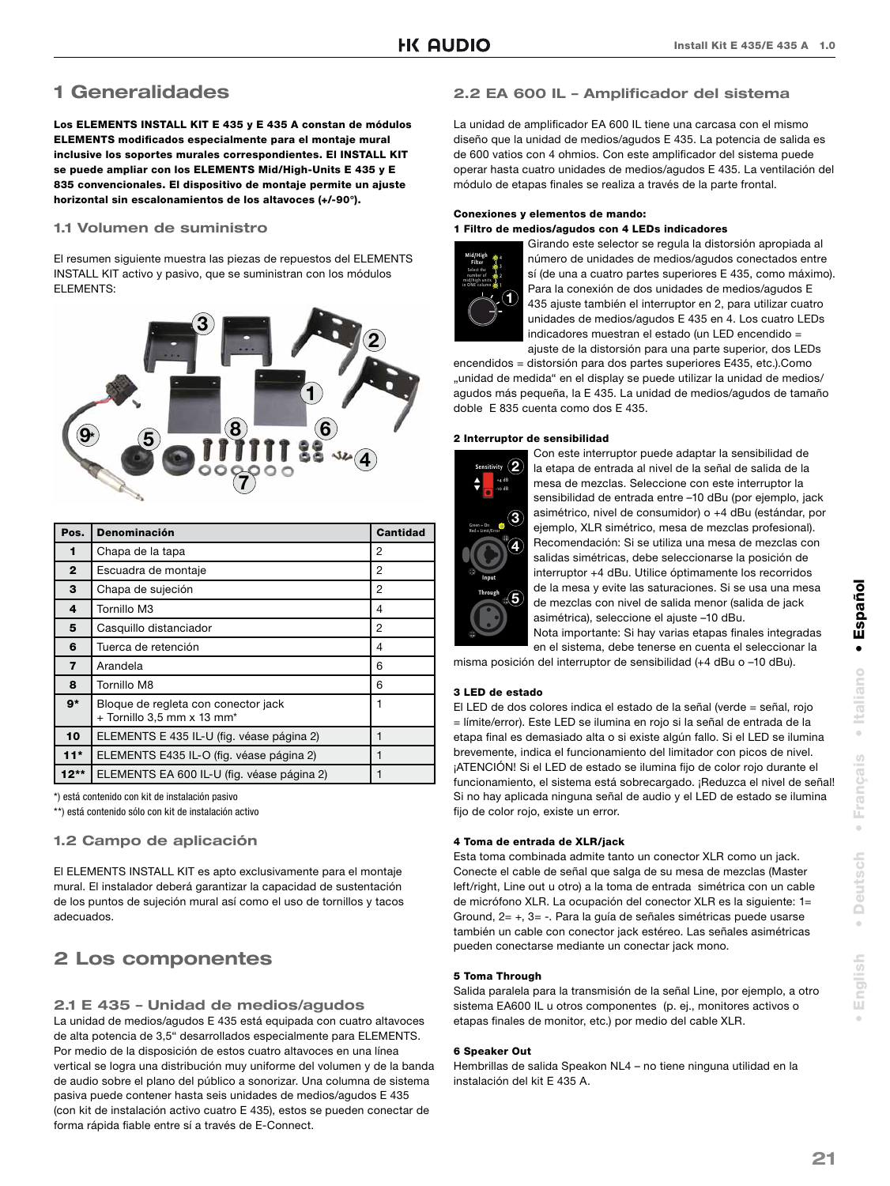# 1 Generalidades

**Los ELEMENTS INSTALL KIT E 435 y E 435 A constan de módulos ELEMENTS modificados especialmente para el montaje mural inclusive los soportes murales correspondientes. El INSTALL KIT se puede ampliar con los ELEMENTS Mid/High-Units E 435 y E 835 convencionales. El dispositivo de montaje permite un ajuste horizontal sin escalonamientos de los altavoces (+/-90°).**

## 1.1 Volumen de suministro

El resumen siguiente muestra las piezas de repuestos del ELEMENTS INSTALL KIT activo y pasivo, que se suministran con los módulos ELEMENTS:

| Pos. | Denominación | Cantidad |
|---|---|---|
| 1 | Chapa de la tapa | 2 |
| 2 | Escuadra de montaje | 2 |
| 3 | Chapa de sujeción | 2 |
| 4 | Tornillo M3 | 4 |
| 5 | Casquillo distanciador | 2 |
| 6 | Tuerca de retención | 4 |
| 7 | Arandela | 6 |
| 8 | Tornillo M8 | 6 |
| 9* | Bloque de regleta con conector jack + Tornillo 3,5 mm x 13 mm* | 1 |
| 10 | ELEMENTS E 435 IL-U (fig. véase página 2) | 1 |
| 11* | ELEMENTS E435 IL-O (fig. véase página 2) | 1 |
| 12** | ELEMENTS EA 600 IL-U (fig. véase página 2) | 1 |

*) está contenido con kit de instalación pasivo

**) está contenido sólo con kit de instalación activo

## 1.2 Campo de aplicación

El ELEMENTS INSTALL KIT es apto exclusivamente para el montaje mural. El instalador deberá garantizar la capacidad de sustentación de los puntos de sujeción mural así como el uso de tornillos y tacos adecuados.

# 2 Los componentes

## 2.1 E 435 – Unidad de medios/agudos

La unidad de medios/agudos E 435 está equipada con cuatro altavoces de alta potencia de 3,5“ desarrollados especialmente para ELEMENTS. Por medio de la disposición de estos cuatro altavoces en una línea vertical se logra una distribución muy uniforme del volumen y de la banda de audio sobre el plano del público a sonorizar. Una columna de sistema pasiva puede contener hasta seis unidades de medios/agudos E 435 (con kit de instalación activo cuatro E 435), estos se pueden conectar de forma rápida fiable entre sí a través de E-Connect.

## 2.2 EA 600 IL – Amplificador del sistema

La unidad de amplificador EA 600 IL tiene una carcasa con el mismo diseño que la unidad de medios/agudos E 435. La potencia de salida es de 600 vatios con 4 ohmios. Con este amplificador del sistema puede operar hasta cuatro unidades de medios/agudos E 435. La ventilación del módulo de etapas finales se realiza a través de la parte frontal.

**Conexiones y elementos de mando:**

**1 Filtro de medios/agudos con 4 LEDs indicadores**

Girando este selector se regula la distorsión apropiada al número de unidades de medios/agudos conectados entre sí (de una a cuatro partes superiores E 435, como máximo). Para la conexión de dos unidades de medios/agudos E 435 ajuste también el interruptor en 2, para utilizar cuatro unidades de medios/agudos E 435 en 4. Los cuatro LEDs indicadores muestran el estado (un LED encendido = ajuste de la distorsión para una parte superior, dos LEDs encendidos = distorsión para dos partes superiores E435, etc.).Como „unidad de medida“ en el display se puede utilizar la unidad de medios/agudos más pequeña, la E 435. La unidad de medios/agudos de tamaño doble E 835 cuenta como dos E 435.

**2 Interruptor de sensibilidad**

Con este interruptor puede adaptar la sensibilidad de la etapa de entrada al nivel de la señal de salida de la mesa de mezclas. Seleccione con este interruptor la sensibilidad de entrada entre –10 dBu (por ejemplo, jack asimétrico, nivel de consumidor) o +4 dBu (estándar, por ejemplo, XLR simétrico, mesa de mezclas profesional). Recomendación: Si se utiliza una mesa de mezclas con salidas simétricas, debe seleccionarse la posición de interruptor +4 dBu. Utilice óptimamente los recorridos de la mesa y evite las saturaciones. Si se usa una mesa de mezclas con nivel de salida menor (salida de jack asimétrica), seleccione el ajuste –10 dBu.
Nota importante: Si hay varias etapas finales integradas en el sistema, debe tenerse en cuenta el seleccionar la misma posición del interruptor de sensibilidad (+4 dBu o –10 dBu).

**3 LED de estado**

El LED de dos colores indica el estado de la señal (verde = señal, rojo = límite/error). Este LED se ilumina en rojo si la señal de entrada de la etapa final es demasiado alta o si existe algún fallo. Si el LED se ilumina brevemente, indica el funcionamiento del limitador con picos de nivel. ¡ATENCIÓN! Si el LED de estado se ilumina fijo de color rojo durante el funcionamiento, el sistema está sobrecargado. ¡Reduzca el nivel de señal! Si no hay aplicada ninguna señal de audio y el LED de estado se ilumina fijo de color rojo, existe un error.

**4 Toma de entrada de XLR/jack**

Esta toma combinada admite tanto un conector XLR como un jack. Conecte el cable de señal que salga de su mesa de mezclas (Master left/right, Line out u otro) a la toma de entrada simétrica con un cable de micrófono XLR. La ocupación del conector XLR es la siguiente: 1= Ground, 2= +, 3= -. Para la guía de señales simétricas puede usarse también un cable con conector jack estéreo. Las señales asimétricas pueden conectarse mediante un conectar jack mono.

**5 Toma Through**

Salida paralela para la transmisión de la señal Line, por ejemplo, a otro sistema EA600 IL u otros componentes (p. ej., monitores activos o etapas finales de monitor, etc.) por medio del cable XLR.

**6 Speaker Out**

Hembrillas de salida Speakon NL4 – no tiene ninguna utilidad en la instalación del kit E 435 A.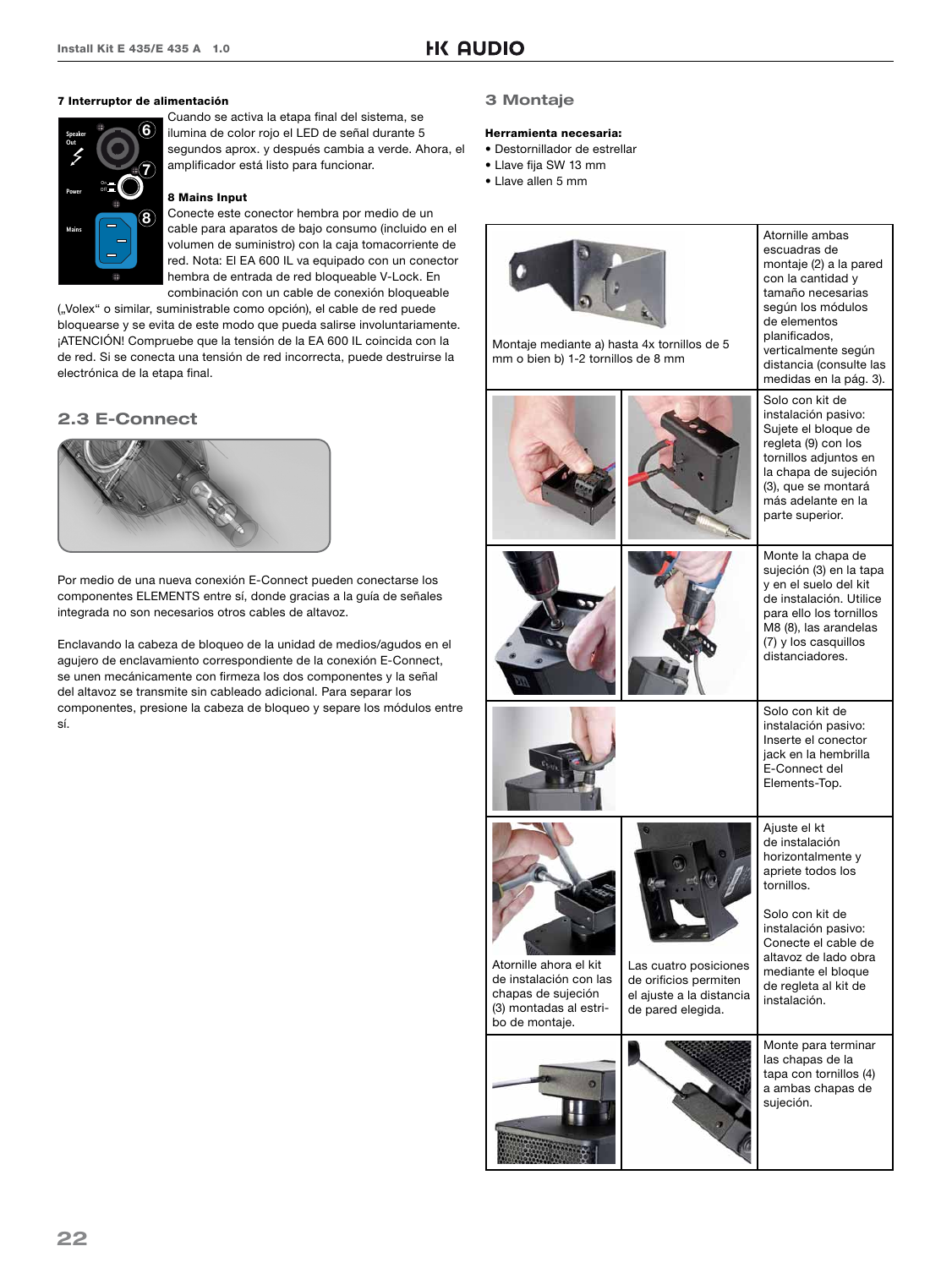**7 Interruptor de alimentación**

Cuando se activa la etapa final del sistema, se ilumina de color rojo el LED de señal durante 5 segundos aprox. y después cambia a verde. Ahora, el amplificador está listo para funcionar.

**8 Mains Input**

Conecte este conector hembra por medio de un cable para aparatos de bajo consumo (incluido en el volumen de suministro) con la caja tomacorriente de red. Nota: El EA 600 IL va equipado con un conector hembra de entrada de red bloqueable V-Lock. En combinación con un cable de conexión bloqueable („Volex" o similar, suministrable como opción), el cable de red puede bloquearse y se evita de este modo que pueda salirse involuntariamente. ¡ATENCIÓN! Compruebe que la tensión de la EA 600 IL coincida con la de red. Si se conecta una tensión de red incorrecta, puede destruirse la electrónica de la etapa final.

## 2.3 E-Connect

Por medio de una nueva conexión E-Connect pueden conectarse los componentes ELEMENTS entre sí, donde gracias a la guía de señales integrada no son necesarios otros cables de altavoz.

Enclavando la cabeza de bloqueo de la unidad de medios/agudos en el agujero de enclavamiento correspondiente de la conexión E-Connect, se unen mecánicamente con firmeza los dos componentes y la señal del altavoz se transmite sin cableado adicional. Para separar los componentes, presione la cabeza de bloqueo y separe los módulos entre sí.

## 3 Montaje

**Herramienta necesaria:**

- Destornillador de estrellar
- Llave fija SW 13 mm
- Llave allen 5 mm

| | | |
|---|---|---|
| Montaje mediante a) hasta 4x tornillos de 5 mm o bien b) 1-2 tornillos de 8 mm | | Atornille ambas escuadras de montaje (2) a la pared con la cantidad y tamaño necesarias según los módulos de elementos planificados, verticalmente según distancia (consulte las medidas en la pág. 3). |
| | | Solo con kit de instalación pasivo: Sujete el bloque de regleta (9) con los tornillos adjuntos en la chapa de sujeción (3), que se montará más adelante en la parte superior. |
| | | Monte la chapa de sujeción (3) en la tapa y en el suelo del kit de instalación. Utilice para ello los tornillos M8 (8), las arandelas (7) y los casquillos distanciadores. |
| | | Solo con kit de instalación pasivo: Inserte el conector jack en la hembrilla E-Connect del Elements-Top. |
| Atornille ahora el kit de instalación con las chapas de sujeción (3) montadas al estribo de montaje. | Las cuatro posiciones de orificios permiten el ajuste a la distancia de pared elegida. | Ajuste el kt de instalación horizontalmente y apriete todos los tornillos.<br><br>Solo con kit de instalación pasivo: Conecte el cable de altavoz de lado obra mediante el bloque de regleta al kit de instalación. |
| | | Monte para terminar las chapas de la tapa con tornillos (4) a ambas chapas de sujeción. |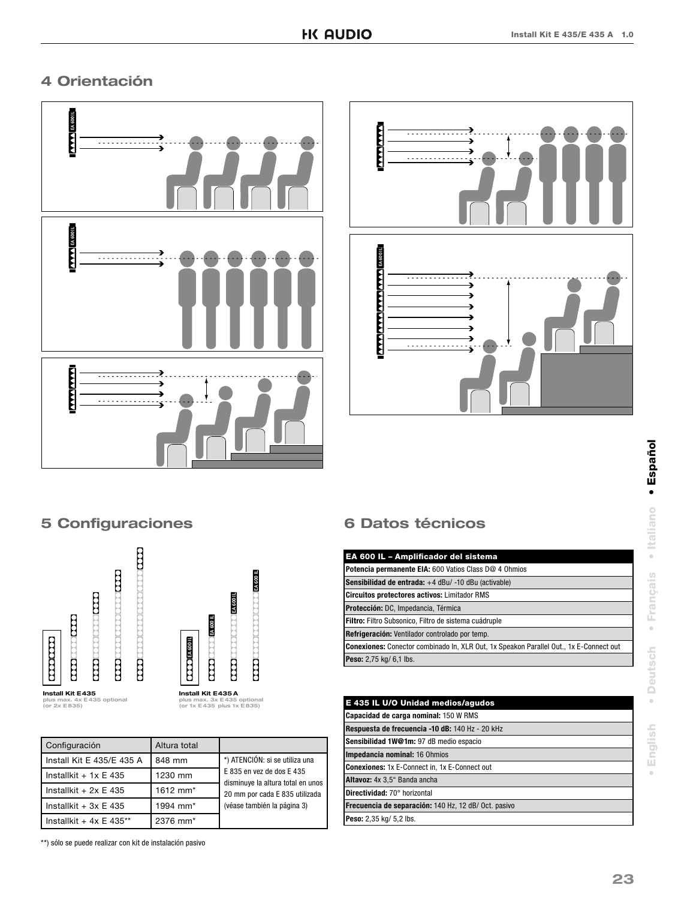# 4 Orientación

# 5 Configuraciones

**Install Kit E435**
plus max. 4x E435 optional
(or 2x E835)

**Install Kit E435 A**
plus max. 3x E435 optional
(or 1x E435 plus 1x E835)

| Configuración | Altura total | |
|---|---|---|
| Install Kit E 435/E 435 A | 848 mm | *) ATENCIÓN: si se utiliza una E 835 en vez de dos E 435 disminuye la altura total en unos 20 mm por cada E 835 utilizada (véase también la página 3) |
| Installkit + 1x E 435 | 1230 mm | |
| Installkit + 2x E 435 | 1612 mm* | |
| Installkit + 3x E 435 | 1994 mm* | |
| Installkit + 4x E 435** | 2376 mm* | |

**) sólo se puede realizar con kit de instalación pasivo

# 6 Datos técnicos

| EA 600 IL – Amplificador del sistema |
|---|
| **Potencia permanente EIA:** 600 Vatios Class D@ 4 Ohmios |
| **Sensibilidad de entrada:** +4 dBu/ -10 dBu (activable) |
| **Circuitos protectores activos:** Limitador RMS |
| **Protección:** DC, Impedancia, Térmica |
| **Filtro:** Filtro Subsonico, Filtro de sistema cuádruple |
| **Refrigeración:** Ventilador controlado por temp. |
| **Conexiones:** Conector combinado In, XLR Out, 1x Speakon Parallel Out., 1x E-Connect out |
| **Peso:** 2,75 kg/ 6,1 lbs. |

| E 435 IL U/O Unidad medios/agudos |
|---|
| **Capacidad de carga nominal:** 150 W RMS |
| **Respuesta de frecuencia -10 dB:** 140 Hz - 20 kHz |
| **Sensibilidad 1W@1m:** 97 dB medio espacio |
| **Impedancia nominal:** 16 Ohmios |
| **Conexiones:** 1x E-Connect in, 1x E-Connect out |
| **Altavoz:** 4x 3,5" Banda ancha |
| **Directividad:** 70° horizontal |
| **Frecuencia de separación:** 140 Hz, 12 dB/ Oct. pasivo |
| **Peso:** 2,35 kg/ 5,2 lbs. |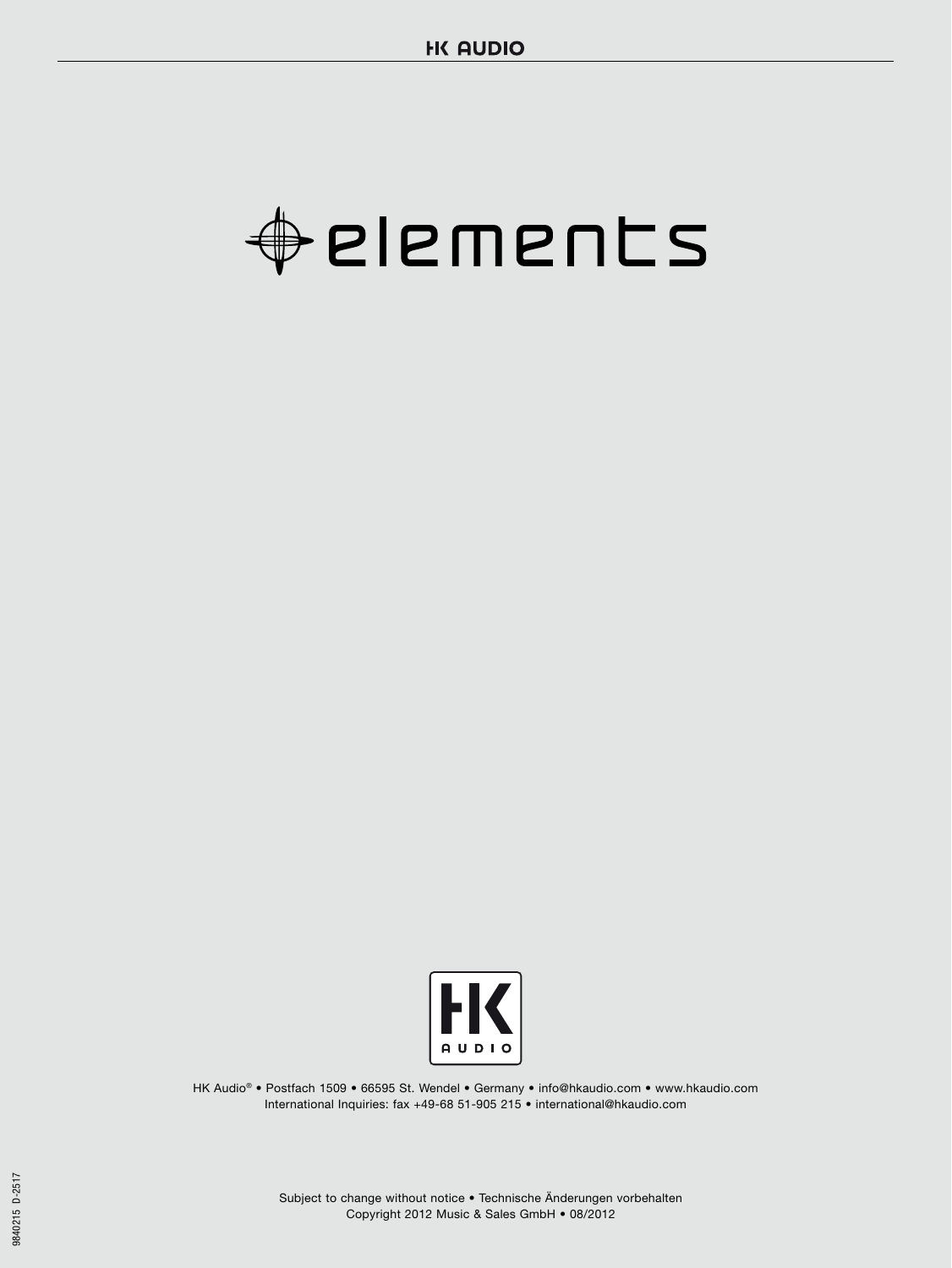# elements

HK Audio® • Postfach 1509 • 66595 St. Wendel • Germany • info@hkaudio.com • www.hkaudio.com
International Inquiries: fax +49-68 51-905 215 • international@hkaudio.com

Subject to change without notice • Technische Änderungen vorbehalten
Copyright 2012 Music & Sales GmbH • 08/2012

9840215 D-2517